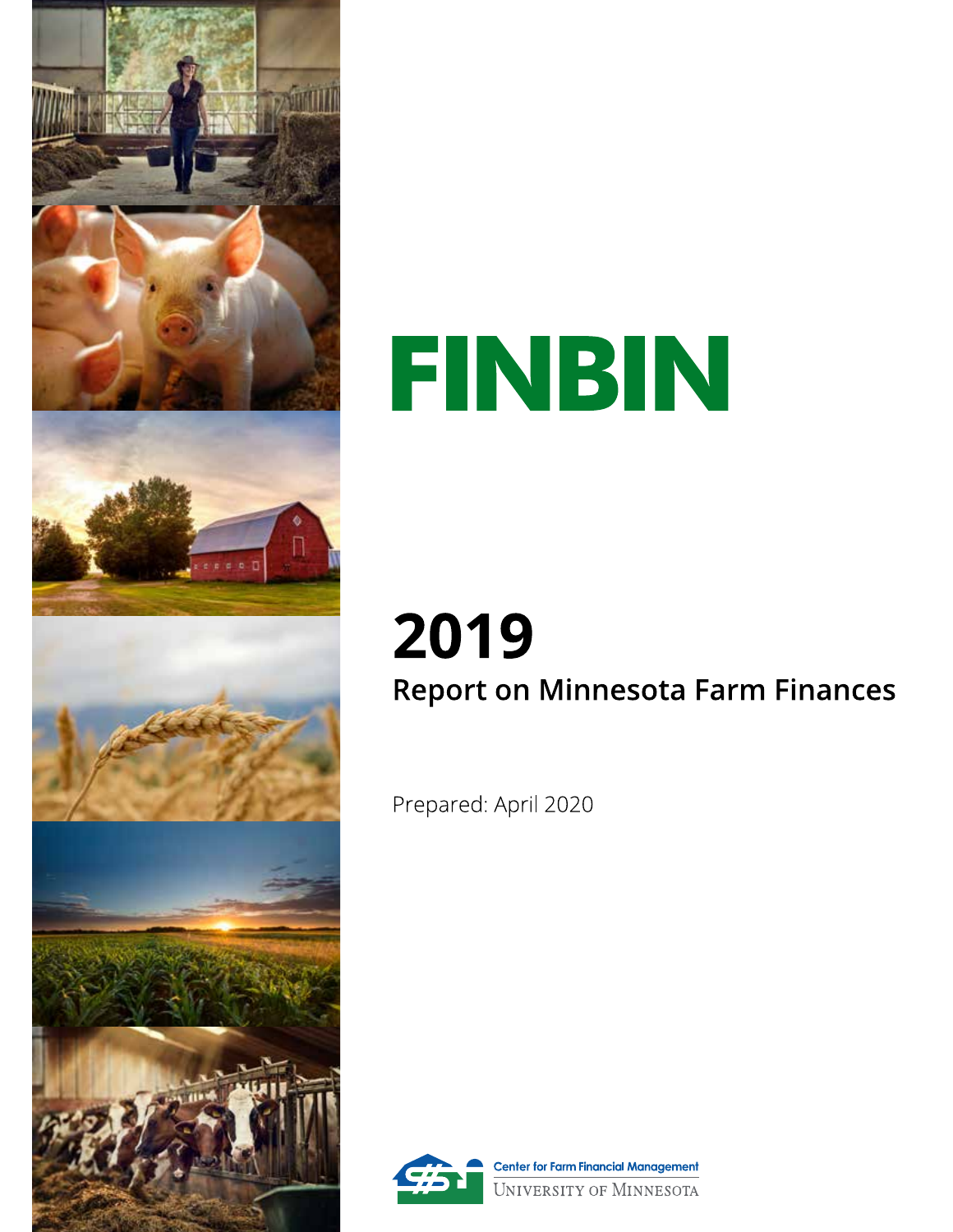# FINBIN

## 2019

### Report on Minnesota Farm Finances

Prepared: April 2020

Center for Farm Financial Management

University of Minnesota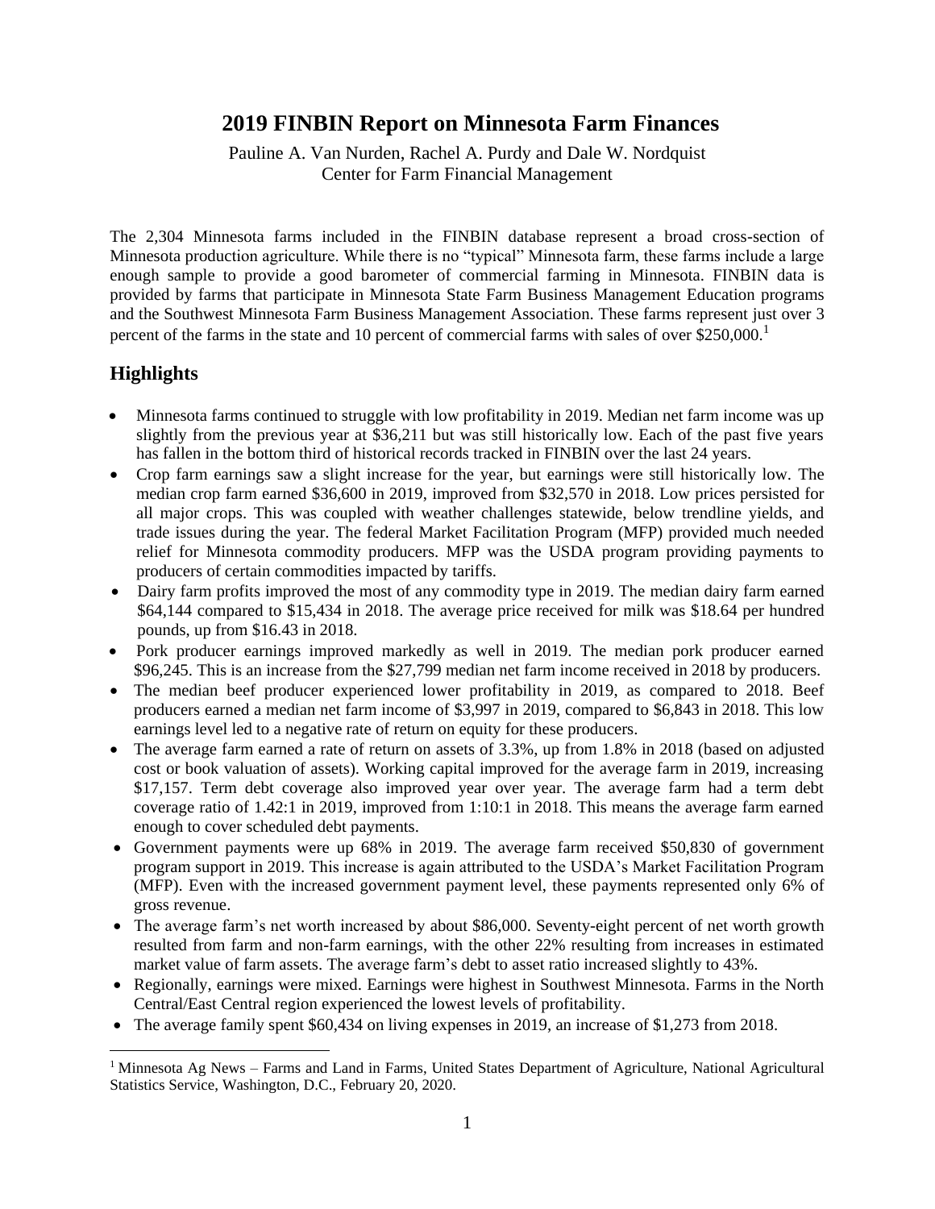# 2019 FINBIN Report on Minnesota Farm Finances

Pauline A. Van Nurden, Rachel A. Purdy and Dale W. Nordquist
Center for Farm Financial Management

The 2,304 Minnesota farms included in the FINBIN database represent a broad cross-section of Minnesota production agriculture. While there is no "typical" Minnesota farm, these farms include a large enough sample to provide a good barometer of commercial farming in Minnesota. FINBIN data is provided by farms that participate in Minnesota State Farm Business Management Education programs and the Southwest Minnesota Farm Business Management Association. These farms represent just over 3 percent of the farms in the state and 10 percent of commercial farms with sales of over $250,000.[1]

## Highlights

- Minnesota farms continued to struggle with low profitability in 2019. Median net farm income was up slightly from the previous year at $36,211 but was still historically low. Each of the past five years has fallen in the bottom third of historical records tracked in FINBIN over the last 24 years.
- Crop farm earnings saw a slight increase for the year, but earnings were still historically low. The median crop farm earned $36,600 in 2019, improved from $32,570 in 2018. Low prices persisted for all major crops. This was coupled with weather challenges statewide, below trendline yields, and trade issues during the year. The federal Market Facilitation Program (MFP) provided much needed relief for Minnesota commodity producers. MFP was the USDA program providing payments to producers of certain commodities impacted by tariffs.
- Dairy farm profits improved the most of any commodity type in 2019. The median dairy farm earned $64,144 compared to $15,434 in 2018. The average price received for milk was $18.64 per hundred pounds, up from $16.43 in 2018.
- Pork producer earnings improved markedly as well in 2019. The median pork producer earned $96,245. This is an increase from the $27,799 median net farm income received in 2018 by producers.
- The median beef producer experienced lower profitability in 2019, as compared to 2018. Beef producers earned a median net farm income of $3,997 in 2019, compared to $6,843 in 2018. This low earnings level led to a negative rate of return on equity for these producers.
- The average farm earned a rate of return on assets of 3.3%, up from 1.8% in 2018 (based on adjusted cost or book valuation of assets). Working capital improved for the average farm in 2019, increasing $17,157. Term debt coverage also improved year over year. The average farm had a term debt coverage ratio of 1.42:1 in 2019, improved from 1:10:1 in 2018. This means the average farm earned enough to cover scheduled debt payments.
- Government payments were up 68% in 2019. The average farm received $50,830 of government program support in 2019. This increase is again attributed to the USDA's Market Facilitation Program (MFP). Even with the increased government payment level, these payments represented only 6% of gross revenue.
- The average farm's net worth increased by about $86,000. Seventy-eight percent of net worth growth resulted from farm and non-farm earnings, with the other 22% resulting from increases in estimated market value of farm assets. The average farm's debt to asset ratio increased slightly to 43%.
- Regionally, earnings were mixed. Earnings were highest in Southwest Minnesota. Farms in the North Central/East Central region experienced the lowest levels of profitability.
- The average family spent $60,434 on living expenses in 2019, an increase of $1,273 from 2018.

[1] Minnesota Ag News – Farms and Land in Farms, United States Department of Agriculture, National Agricultural Statistics Service, Washington, D.C., February 20, 2020.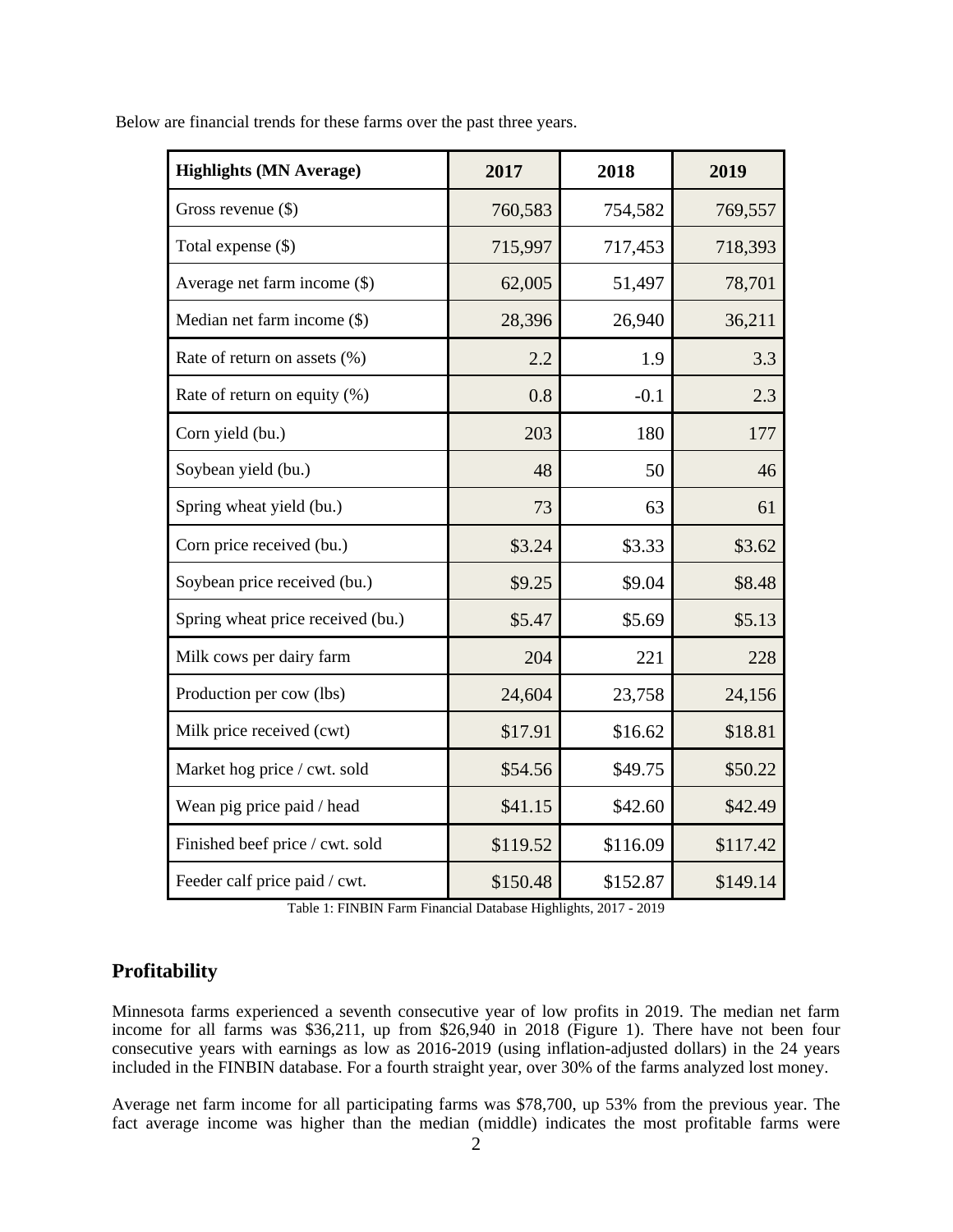Below are financial trends for these farms over the past three years.

| **Highlights (MN Average)** | **2017** | **2018** | **2019** |
|---|---|---|---|
| Gross revenue ($) | 760,583 | 754,582 | 769,557 |
| Total expense ($) | 715,997 | 717,453 | 718,393 |
| Average net farm income ($) | 62,005 | 51,497 | 78,701 |
| Median net farm income ($) | 28,396 | 26,940 | 36,211 |
| Rate of return on assets (%) | 2.2 | 1.9 | 3.3 |
| Rate of return on equity (%) | 0.8 | -0.1 | 2.3 |
| Corn yield (bu.) | 203 | 180 | 177 |
| Soybean yield (bu.) | 48 | 50 | 46 |
| Spring wheat yield (bu.) | 73 | 63 | 61 |
| Corn price received (bu.) | $3.24 | $3.33 | $3.62 |
| Soybean price received (bu.) | $9.25 | $9.04 | $8.48 |
| Spring wheat price received (bu.) | $5.47 | $5.69 | $5.13 |
| Milk cows per dairy farm | 204 | 221 | 228 |
| Production per cow (lbs) | 24,604 | 23,758 | 24,156 |
| Milk price received (cwt) | $17.91 | $16.62 | $18.81 |
| Market hog price / cwt. sold | $54.56 | $49.75 | $50.22 |
| Wean pig price paid / head | $41.15 | $42.60 | $42.49 |
| Finished beef price / cwt. sold | $119.52 | $116.09 | $117.42 |
| Feeder calf price paid / cwt. | $150.48 | $152.87 | $149.14 |

Table 1: FINBIN Farm Financial Database Highlights, 2017 - 2019

## Profitability

Minnesota farms experienced a seventh consecutive year of low profits in 2019. The median net farm income for all farms was $36,211, up from $26,940 in 2018 (Figure 1). There have not been four consecutive years with earnings as low as 2016-2019 (using inflation-adjusted dollars) in the 24 years included in the FINBIN database. For a fourth straight year, over 30% of the farms analyzed lost money.

Average net farm income for all participating farms was $78,700, up 53% from the previous year. The fact average income was higher than the median (middle) indicates the most profitable farms were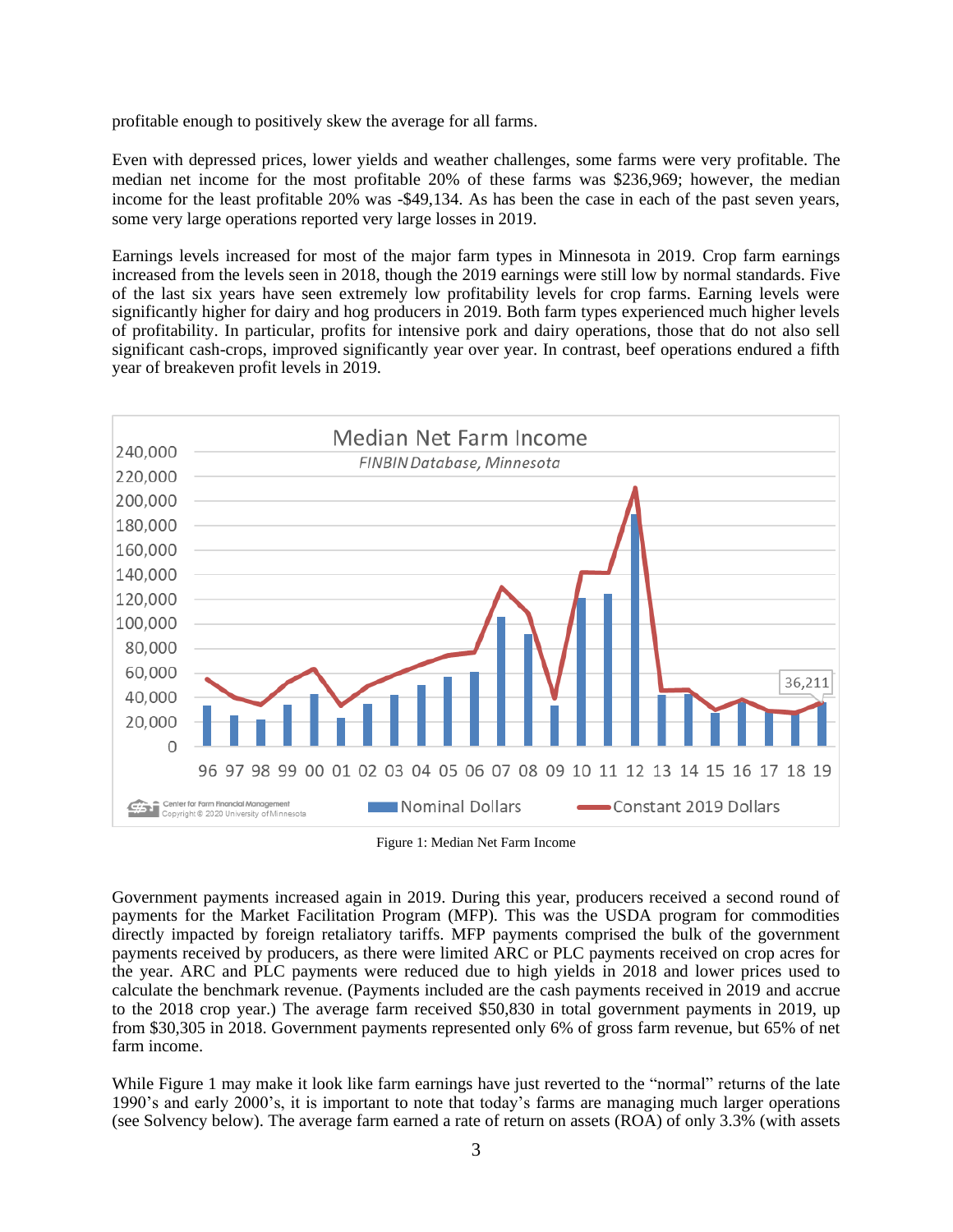profitable enough to positively skew the average for all farms.

Even with depressed prices, lower yields and weather challenges, some farms were very profitable. The median net income for the most profitable 20% of these farms was $236,969; however, the median income for the least profitable 20% was -$49,134. As has been the case in each of the past seven years, some very large operations reported very large losses in 2019.

Earnings levels increased for most of the major farm types in Minnesota in 2019. Crop farm earnings increased from the levels seen in 2018, though the 2019 earnings were still low by normal standards. Five of the last six years have seen extremely low profitability levels for crop farms. Earning levels were significantly higher for dairy and hog producers in 2019. Both farm types experienced much higher levels of profitability. In particular, profits for intensive pork and dairy operations, those that do not also sell significant cash-crops, improved significantly year over year. In contrast, beef operations endured a fifth year of breakeven profit levels in 2019.

Figure 1: Median Net Farm Income

Government payments increased again in 2019. During this year, producers received a second round of payments for the Market Facilitation Program (MFP). This was the USDA program for commodities directly impacted by foreign retaliatory tariffs. MFP payments comprised the bulk of the government payments received by producers, as there were limited ARC or PLC payments received on crop acres for the year. ARC and PLC payments were reduced due to high yields in 2018 and lower prices used to calculate the benchmark revenue. (Payments included are the cash payments received in 2019 and accrue to the 2018 crop year.) The average farm received $50,830 in total government payments in 2019, up from $30,305 in 2018. Government payments represented only 6% of gross farm revenue, but 65% of net farm income.

While Figure 1 may make it look like farm earnings have just reverted to the "normal" returns of the late 1990's and early 2000's, it is important to note that today's farms are managing much larger operations (see Solvency below). The average farm earned a rate of return on assets (ROA) of only 3.3% (with assets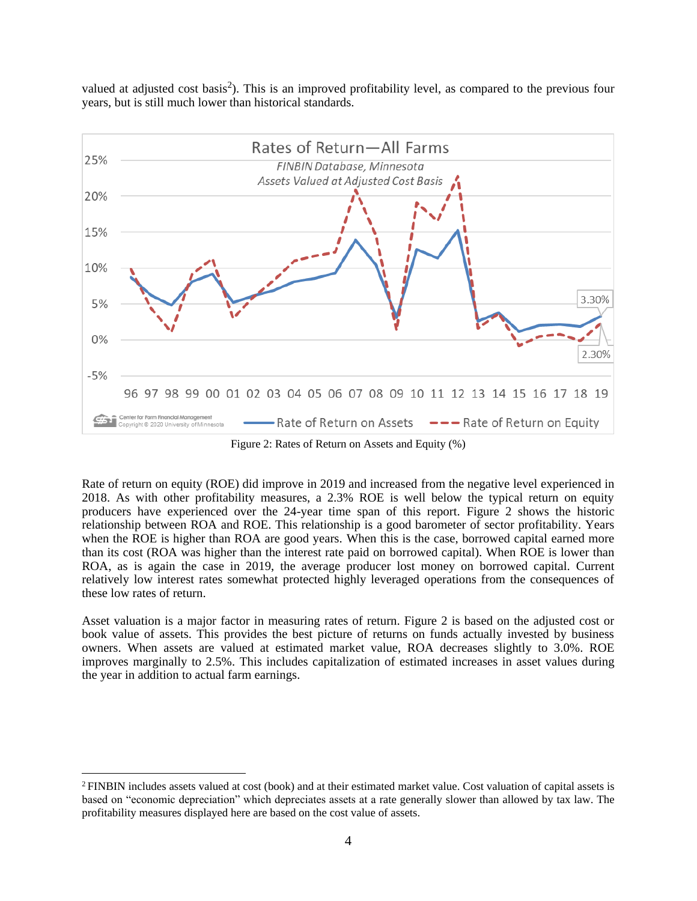valued at adjusted cost basis[2]). This is an improved profitability level, as compared to the previous four years, but is still much lower than historical standards.

Figure 2: Rates of Return on Assets and Equity (%)

Rate of return on equity (ROE) did improve in 2019 and increased from the negative level experienced in 2018. As with other profitability measures, a 2.3% ROE is well below the typical return on equity producers have experienced over the 24-year time span of this report. Figure 2 shows the historic relationship between ROA and ROE. This relationship is a good barometer of sector profitability. Years when the ROE is higher than ROA are good years. When this is the case, borrowed capital earned more than its cost (ROA was higher than the interest rate paid on borrowed capital). When ROE is lower than ROA, as is again the case in 2019, the average producer lost money on borrowed capital. Current relatively low interest rates somewhat protected highly leveraged operations from the consequences of these low rates of return.

Asset valuation is a major factor in measuring rates of return. Figure 2 is based on the adjusted cost or book value of assets. This provides the best picture of returns on funds actually invested by business owners. When assets are valued at estimated market value, ROA decreases slightly to 3.0%. ROE improves marginally to 2.5%. This includes capitalization of estimated increases in asset values during the year in addition to actual farm earnings.

[2] FINBIN includes assets valued at cost (book) and at their estimated market value. Cost valuation of capital assets is based on "economic depreciation" which depreciates assets at a rate generally slower than allowed by tax law. The profitability measures displayed here are based on the cost value of assets.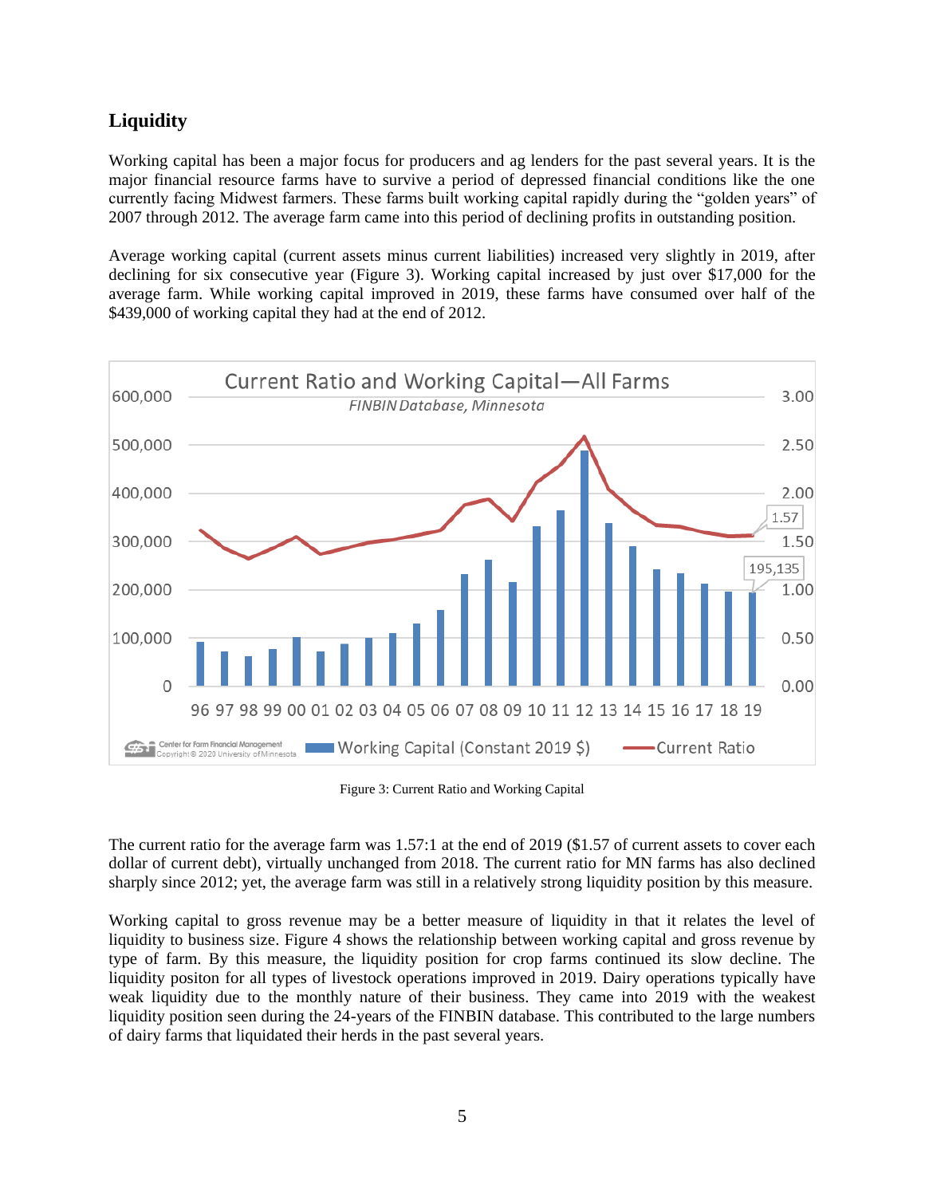## Liquidity

Working capital has been a major focus for producers and ag lenders for the past several years. It is the major financial resource farms have to survive a period of depressed financial conditions like the one currently facing Midwest farmers. These farms built working capital rapidly during the "golden years" of 2007 through 2012. The average farm came into this period of declining profits in outstanding position.

Average working capital (current assets minus current liabilities) increased very slightly in 2019, after declining for six consecutive year (Figure 3). Working capital increased by just over $17,000 for the average farm. While working capital improved in 2019, these farms have consumed over half of the $439,000 of working capital they had at the end of 2012.

Figure 3: Current Ratio and Working Capital

The current ratio for the average farm was 1.57:1 at the end of 2019 ($1.57 of current assets to cover each dollar of current debt), virtually unchanged from 2018. The current ratio for MN farms has also declined sharply since 2012; yet, the average farm was still in a relatively strong liquidity position by this measure.

Working capital to gross revenue may be a better measure of liquidity in that it relates the level of liquidity to business size. Figure 4 shows the relationship between working capital and gross revenue by type of farm. By this measure, the liquidity position for crop farms continued its slow decline. The liquidity positon for all types of livestock operations improved in 2019. Dairy operations typically have weak liquidity due to the monthly nature of their business. They came into 2019 with the weakest liquidity position seen during the 24-years of the FINBIN database. This contributed to the large numbers of dairy farms that liquidated their herds in the past several years.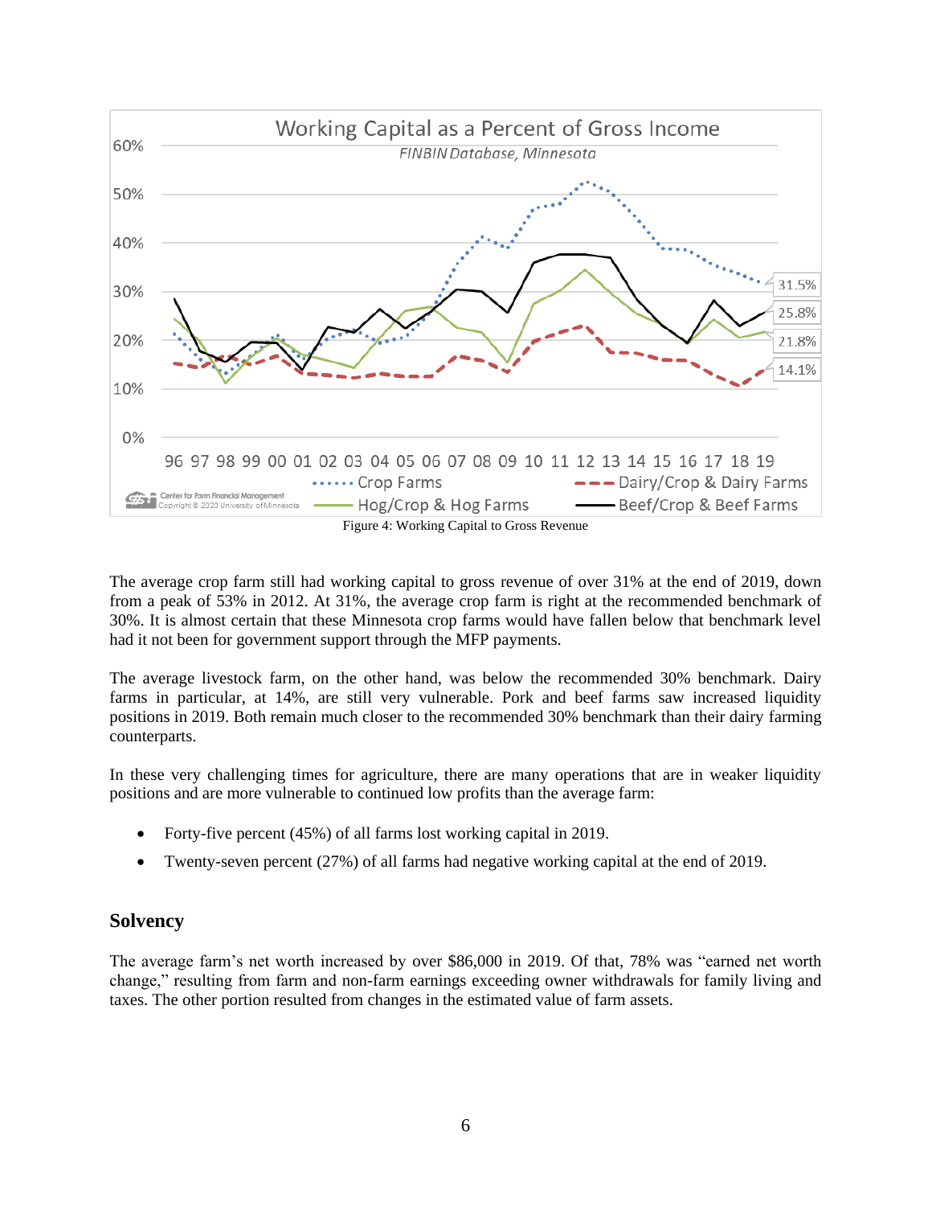Figure 4: Working Capital to Gross Revenue

The average crop farm still had working capital to gross revenue of over 31% at the end of 2019, down from a peak of 53% in 2012. At 31%, the average crop farm is right at the recommended benchmark of 30%. It is almost certain that these Minnesota crop farms would have fallen below that benchmark level had it not been for government support through the MFP payments.

The average livestock farm, on the other hand, was below the recommended 30% benchmark. Dairy farms in particular, at 14%, are still very vulnerable. Pork and beef farms saw increased liquidity positions in 2019. Both remain much closer to the recommended 30% benchmark than their dairy farming counterparts.

In these very challenging times for agriculture, there are many operations that are in weaker liquidity positions and are more vulnerable to continued low profits than the average farm:

- Forty-five percent (45%) of all farms lost working capital in 2019.
- Twenty-seven percent (27%) of all farms had negative working capital at the end of 2019.

## Solvency

The average farm's net worth increased by over $86,000 in 2019. Of that, 78% was "earned net worth change," resulting from farm and non-farm earnings exceeding owner withdrawals for family living and taxes. The other portion resulted from changes in the estimated value of farm assets.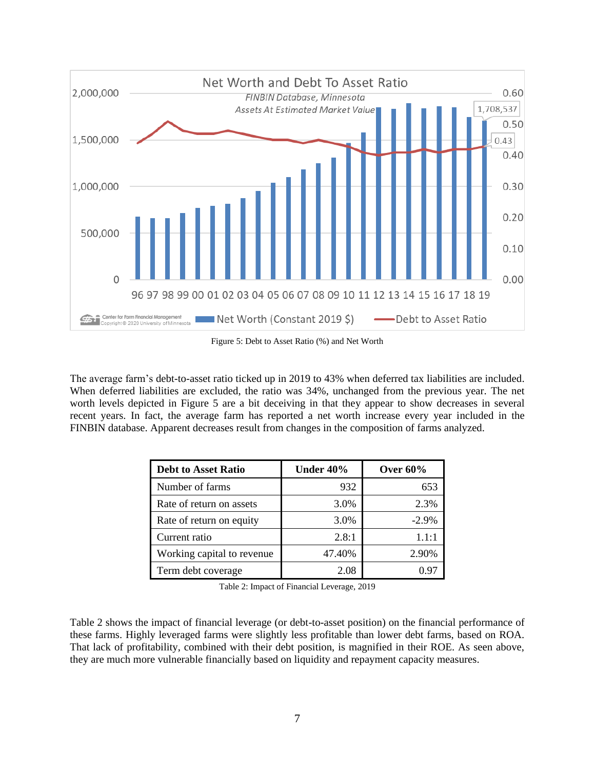Figure 5: Debt to Asset Ratio (%) and Net Worth

The average farm's debt-to-asset ratio ticked up in 2019 to 43% when deferred tax liabilities are included. When deferred liabilities are excluded, the ratio was 34%, unchanged from the previous year. The net worth levels depicted in Figure 5 are a bit deceiving in that they appear to show decreases in several recent years. In fact, the average farm has reported a net worth increase every year included in the FINBIN database. Apparent decreases result from changes in the composition of farms analyzed.

| **Debt to Asset Ratio** | **Under 40%** | **Over 60%** |
|---|---|---|
| Number of farms | 932 | 653 |
| Rate of return on assets | 3.0% | 2.3% |
| Rate of return on equity | 3.0% | -2.9% |
| Current ratio | 2.8:1 | 1.1:1 |
| Working capital to revenue | 47.40% | 2.90% |
| Term debt coverage | 2.08 | 0.97 |

Table 2: Impact of Financial Leverage, 2019

Table 2 shows the impact of financial leverage (or debt-to-asset position) on the financial performance of these farms. Highly leveraged farms were slightly less profitable than lower debt farms, based on ROA. That lack of profitability, combined with their debt position, is magnified in their ROE. As seen above, they are much more vulnerable financially based on liquidity and repayment capacity measures.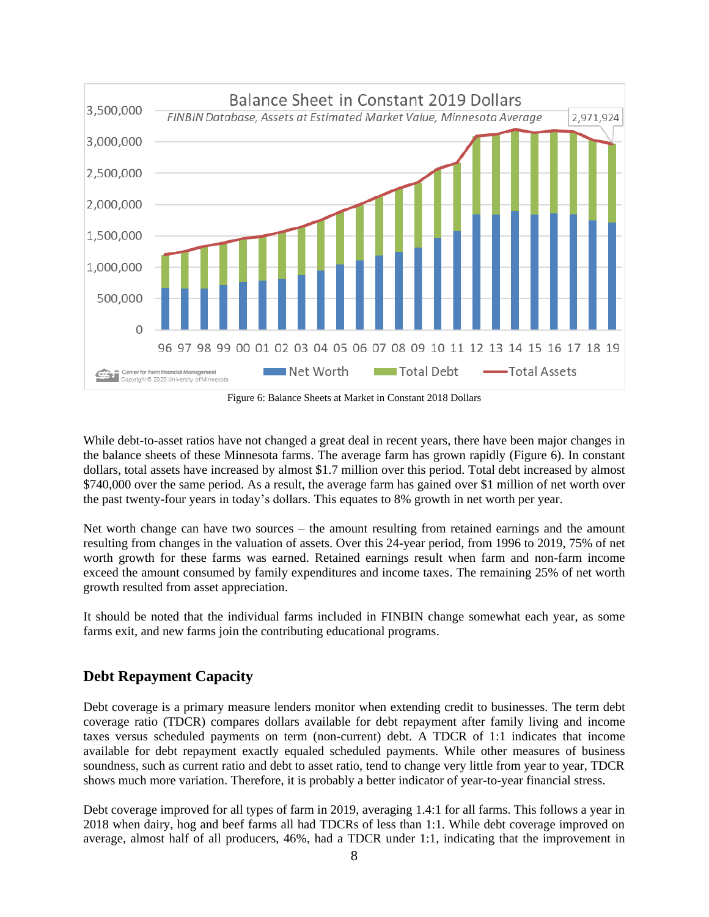Figure 6: Balance Sheets at Market in Constant 2018 Dollars

While debt-to-asset ratios have not changed a great deal in recent years, there have been major changes in the balance sheets of these Minnesota farms. The average farm has grown rapidly (Figure 6). In constant dollars, total assets have increased by almost $1.7 million over this period. Total debt increased by almost $740,000 over the same period. As a result, the average farm has gained over $1 million of net worth over the past twenty-four years in today's dollars. This equates to 8% growth in net worth per year.

Net worth change can have two sources – the amount resulting from retained earnings and the amount resulting from changes in the valuation of assets. Over this 24-year period, from 1996 to 2019, 75% of net worth growth for these farms was earned. Retained earnings result when farm and non-farm income exceed the amount consumed by family expenditures and income taxes. The remaining 25% of net worth growth resulted from asset appreciation.

It should be noted that the individual farms included in FINBIN change somewhat each year, as some farms exit, and new farms join the contributing educational programs.

## Debt Repayment Capacity

Debt coverage is a primary measure lenders monitor when extending credit to businesses. The term debt coverage ratio (TDCR) compares dollars available for debt repayment after family living and income taxes versus scheduled payments on term (non-current) debt. A TDCR of 1:1 indicates that income available for debt repayment exactly equaled scheduled payments. While other measures of business soundness, such as current ratio and debt to asset ratio, tend to change very little from year to year, TDCR shows much more variation. Therefore, it is probably a better indicator of year-to-year financial stress.

Debt coverage improved for all types of farm in 2019, averaging 1.4:1 for all farms. This follows a year in 2018 when dairy, hog and beef farms all had TDCRs of less than 1:1. While debt coverage improved on average, almost half of all producers, 46%, had a TDCR under 1:1, indicating that the improvement in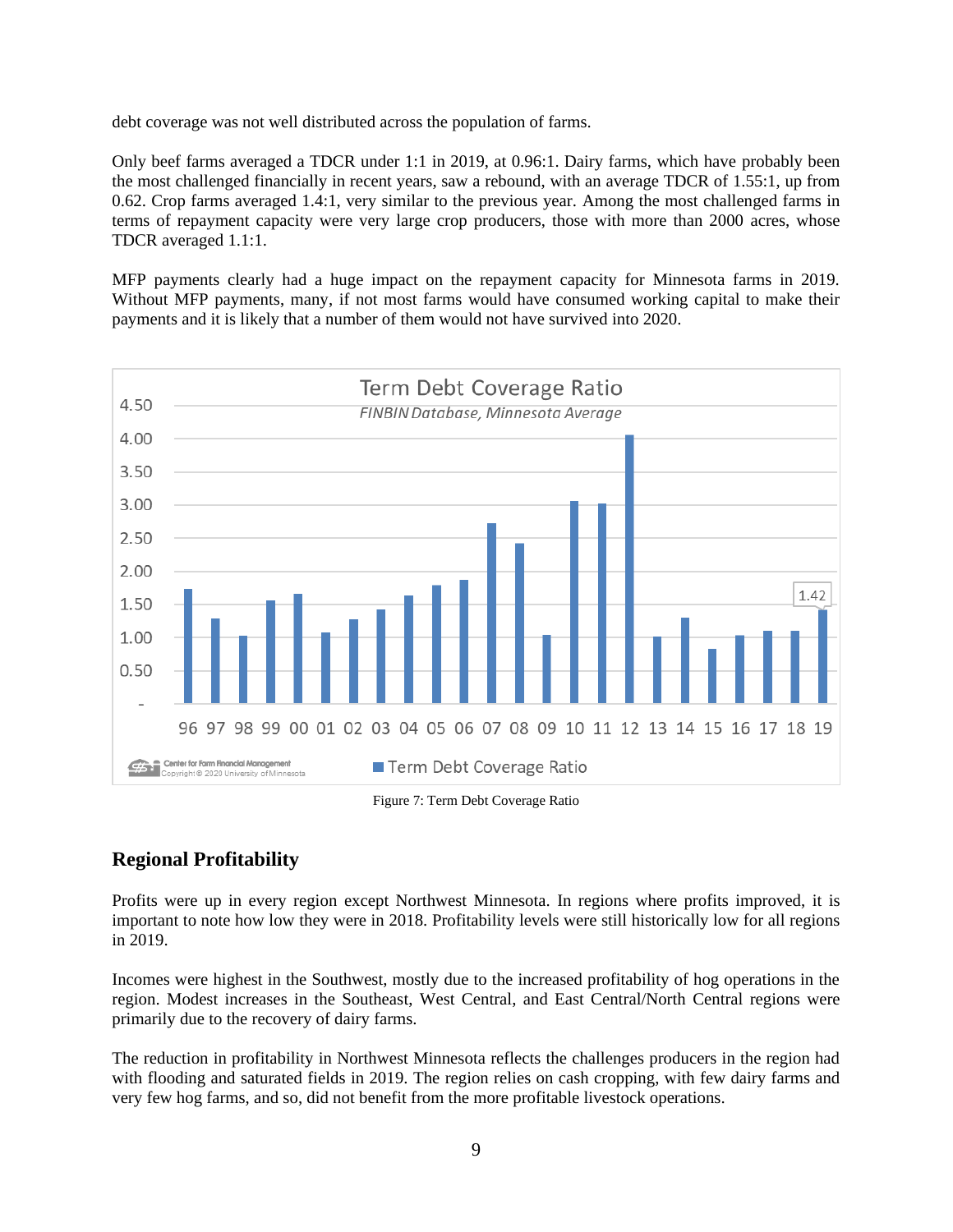debt coverage was not well distributed across the population of farms.

Only beef farms averaged a TDCR under 1:1 in 2019, at 0.96:1. Dairy farms, which have probably been the most challenged financially in recent years, saw a rebound, with an average TDCR of 1.55:1, up from 0.62. Crop farms averaged 1.4:1, very similar to the previous year. Among the most challenged farms in terms of repayment capacity were very large crop producers, those with more than 2000 acres, whose TDCR averaged 1.1:1.

MFP payments clearly had a huge impact on the repayment capacity for Minnesota farms in 2019. Without MFP payments, many, if not most farms would have consumed working capital to make their payments and it is likely that a number of them would not have survived into 2020.

Figure 7: Term Debt Coverage Ratio

## Regional Profitability

Profits were up in every region except Northwest Minnesota. In regions where profits improved, it is important to note how low they were in 2018. Profitability levels were still historically low for all regions in 2019.

Incomes were highest in the Southwest, mostly due to the increased profitability of hog operations in the region. Modest increases in the Southeast, West Central, and East Central/North Central regions were primarily due to the recovery of dairy farms.

The reduction in profitability in Northwest Minnesota reflects the challenges producers in the region had with flooding and saturated fields in 2019. The region relies on cash cropping, with few dairy farms and very few hog farms, and so, did not benefit from the more profitable livestock operations.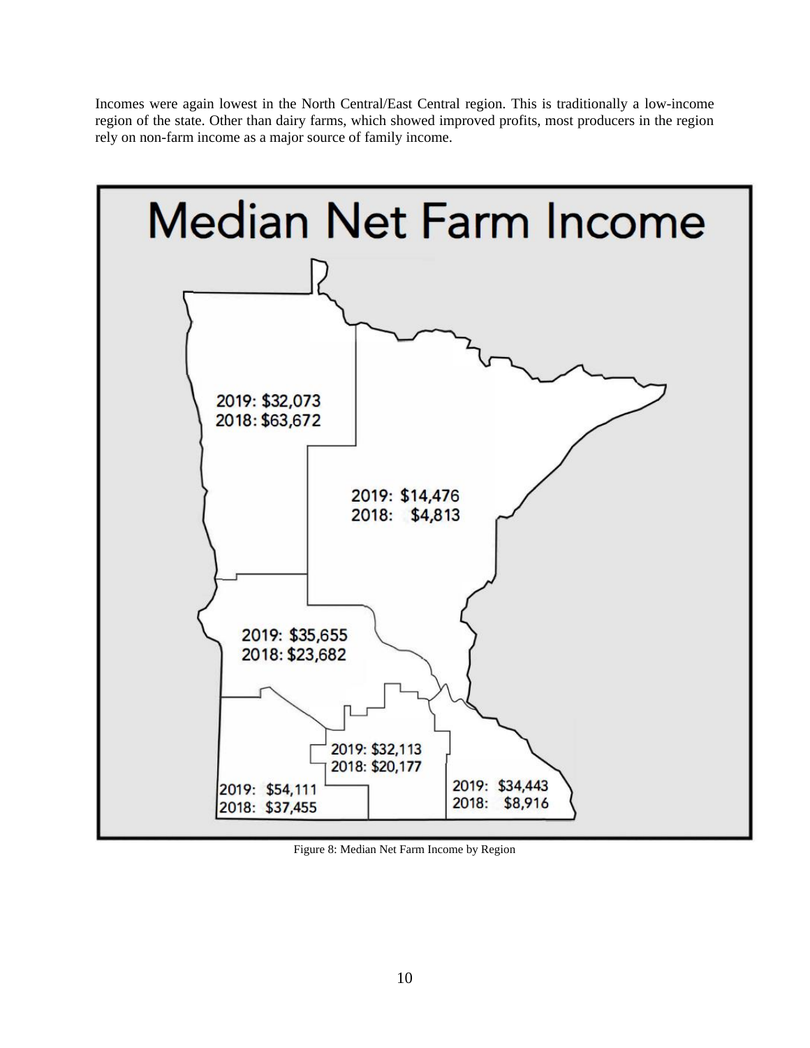Incomes were again lowest in the North Central/East Central region. This is traditionally a low-income region of the state. Other than dairy farms, which showed improved profits, most producers in the region rely on non-farm income as a major source of family income.

**Median Net Farm Income**

2019: $32,073
2018: $63,672

2019: $14,476
2018: $4,813

2019: $35,655
2018: $23,682

2019: $32,113
2018: $20,177

2019: $54,111
2018: $37,455

2019: $34,443
2018: $8,916

Figure 8: Median Net Farm Income by Region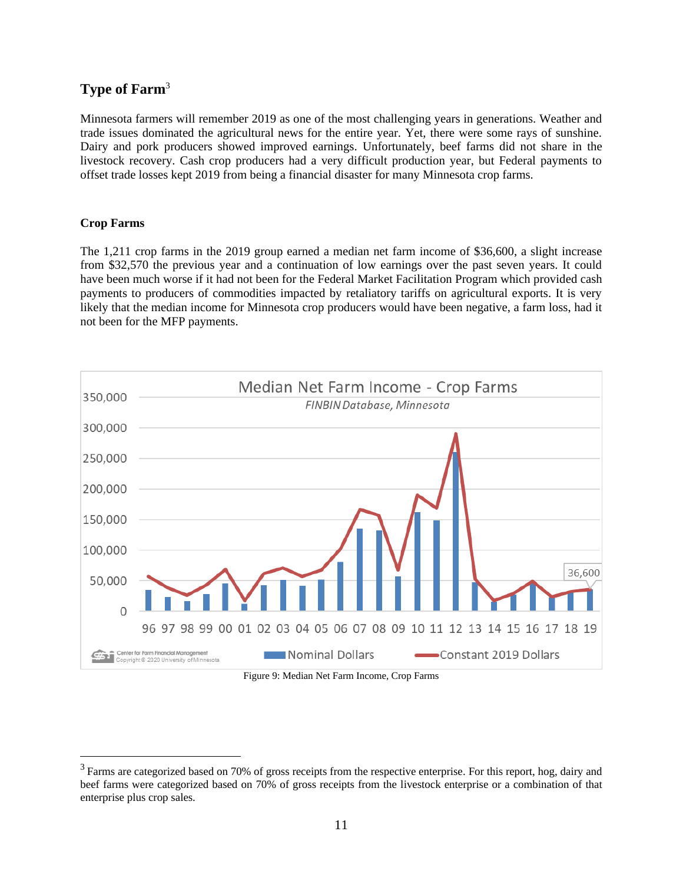## Type of Farm[3]

Minnesota farmers will remember 2019 as one of the most challenging years in generations. Weather and trade issues dominated the agricultural news for the entire year. Yet, there were some rays of sunshine. Dairy and pork producers showed improved earnings. Unfortunately, beef farms did not share in the livestock recovery. Cash crop producers had a very difficult production year, but Federal payments to offset trade losses kept 2019 from being a financial disaster for many Minnesota crop farms.

### Crop Farms

The 1,211 crop farms in the 2019 group earned a median net farm income of $36,600, a slight increase from $32,570 the previous year and a continuation of low earnings over the past seven years. It could have been much worse if it had not been for the Federal Market Facilitation Program which provided cash payments to producers of commodities impacted by retaliatory tariffs on agricultural exports. It is very likely that the median income for Minnesota crop producers would have been negative, a farm loss, had it not been for the MFP payments.

Figure 9: Median Net Farm Income, Crop Farms

[3] Farms are categorized based on 70% of gross receipts from the respective enterprise. For this report, hog, dairy and beef farms were categorized based on 70% of gross receipts from the livestock enterprise or a combination of that enterprise plus crop sales.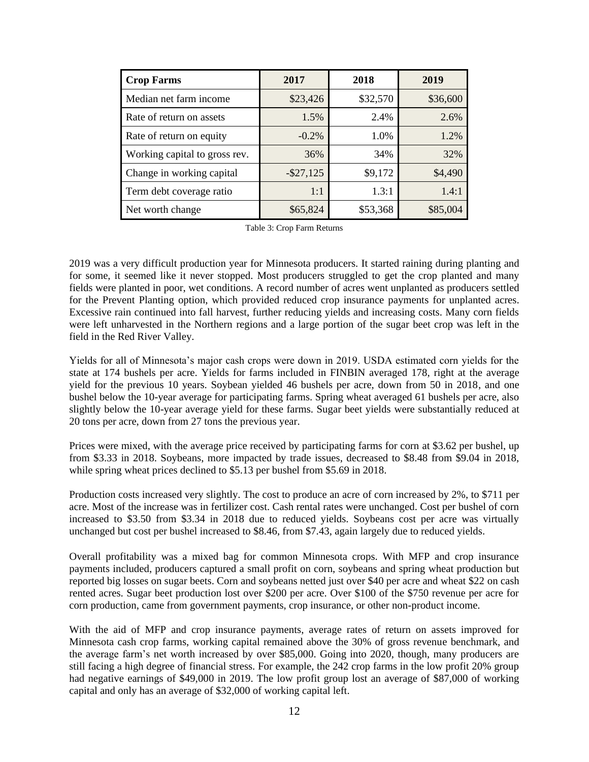| Crop Farms | 2017 | 2018 | 2019 |
|---|---|---|---|
| Median net farm income | $23,426 | $32,570 | $36,600 |
| Rate of return on assets | 1.5% | 2.4% | 2.6% |
| Rate of return on equity | -0.2% | 1.0% | 1.2% |
| Working capital to gross rev. | 36% | 34% | 32% |
| Change in working capital | -$27,125 | $9,172 | $4,490 |
| Term debt coverage ratio | 1:1 | 1.3:1 | 1.4:1 |
| Net worth change | $65,824 | $53,368 | $85,004 |

Table 3: Crop Farm Returns

2019 was a very difficult production year for Minnesota producers. It started raining during planting and for some, it seemed like it never stopped. Most producers struggled to get the crop planted and many fields were planted in poor, wet conditions. A record number of acres went unplanted as producers settled for the Prevent Planting option, which provided reduced crop insurance payments for unplanted acres. Excessive rain continued into fall harvest, further reducing yields and increasing costs. Many corn fields were left unharvested in the Northern regions and a large portion of the sugar beet crop was left in the field in the Red River Valley.

Yields for all of Minnesota's major cash crops were down in 2019. USDA estimated corn yields for the state at 174 bushels per acre. Yields for farms included in FINBIN averaged 178, right at the average yield for the previous 10 years. Soybean yielded 46 bushels per acre, down from 50 in 2018, and one bushel below the 10-year average for participating farms. Spring wheat averaged 61 bushels per acre, also slightly below the 10-year average yield for these farms. Sugar beet yields were substantially reduced at 20 tons per acre, down from 27 tons the previous year.

Prices were mixed, with the average price received by participating farms for corn at $3.62 per bushel, up from $3.33 in 2018. Soybeans, more impacted by trade issues, decreased to $8.48 from $9.04 in 2018, while spring wheat prices declined to $5.13 per bushel from $5.69 in 2018.

Production costs increased very slightly. The cost to produce an acre of corn increased by 2%, to $711 per acre. Most of the increase was in fertilizer cost. Cash rental rates were unchanged. Cost per bushel of corn increased to $3.50 from $3.34 in 2018 due to reduced yields. Soybeans cost per acre was virtually unchanged but cost per bushel increased to $8.46, from $7.43, again largely due to reduced yields.

Overall profitability was a mixed bag for common Minnesota crops. With MFP and crop insurance payments included, producers captured a small profit on corn, soybeans and spring wheat production but reported big losses on sugar beets. Corn and soybeans netted just over $40 per acre and wheat $22 on cash rented acres. Sugar beet production lost over $200 per acre. Over $100 of the $750 revenue per acre for corn production, came from government payments, crop insurance, or other non-product income.

With the aid of MFP and crop insurance payments, average rates of return on assets improved for Minnesota cash crop farms, working capital remained above the 30% of gross revenue benchmark, and the average farm's net worth increased by over $85,000. Going into 2020, though, many producers are still facing a high degree of financial stress. For example, the 242 crop farms in the low profit 20% group had negative earnings of $49,000 in 2019. The low profit group lost an average of $87,000 of working capital and only has an average of $32,000 of working capital left.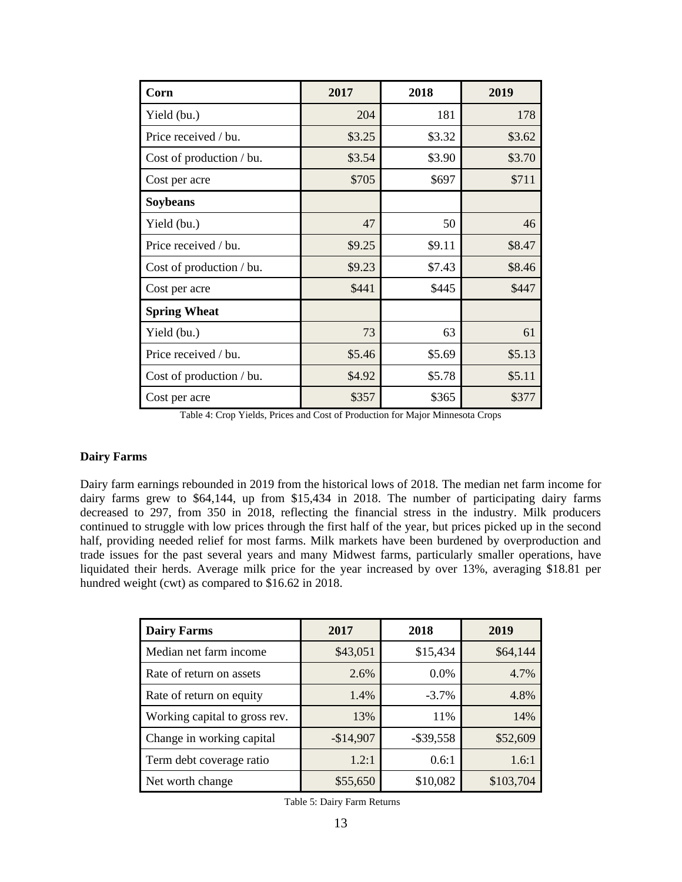| Corn | 2017 | 2018 | 2019 |
|---|---|---|---|
| Yield (bu.) | 204 | 181 | 178 |
| Price received / bu. | $3.25 | $3.32 | $3.62 |
| Cost of production / bu. | $3.54 | $3.90 | $3.70 |
| Cost per acre | $705 | $697 | $711 |
| **Soybeans** | | | |
| Yield (bu.) | 47 | 50 | 46 |
| Price received / bu. | $9.25 | $9.11 | $8.47 |
| Cost of production / bu. | $9.23 | $7.43 | $8.46 |
| Cost per acre | $441 | $445 | $447 |
| **Spring Wheat** | | | |
| Yield (bu.) | 73 | 63 | 61 |
| Price received / bu. | $5.46 | $5.69 | $5.13 |
| Cost of production / bu. | $4.92 | $5.78 | $5.11 |
| Cost per acre | $357 | $365 | $377 |

Table 4: Crop Yields, Prices and Cost of Production for Major Minnesota Crops

**Dairy Farms**

Dairy farm earnings rebounded in 2019 from the historical lows of 2018. The median net farm income for dairy farms grew to $64,144, up from $15,434 in 2018. The number of participating dairy farms decreased to 297, from 350 in 2018, reflecting the financial stress in the industry. Milk producers continued to struggle with low prices through the first half of the year, but prices picked up in the second half, providing needed relief for most farms. Milk markets have been burdened by overproduction and trade issues for the past several years and many Midwest farms, particularly smaller operations, have liquidated their herds. Average milk price for the year increased by over 13%, averaging $18.81 per hundred weight (cwt) as compared to $16.62 in 2018.

| Dairy Farms | 2017 | 2018 | 2019 |
|---|---|---|---|
| Median net farm income | $43,051 | $15,434 | $64,144 |
| Rate of return on assets | 2.6% | 0.0% | 4.7% |
| Rate of return on equity | 1.4% | -3.7% | 4.8% |
| Working capital to gross rev. | 13% | 11% | 14% |
| Change in working capital | -$14,907 | -$39,558 | $52,609 |
| Term debt coverage ratio | 1.2:1 | 0.6:1 | 1.6:1 |
| Net worth change | $55,650 | $10,082 | $103,704 |

Table 5: Dairy Farm Returns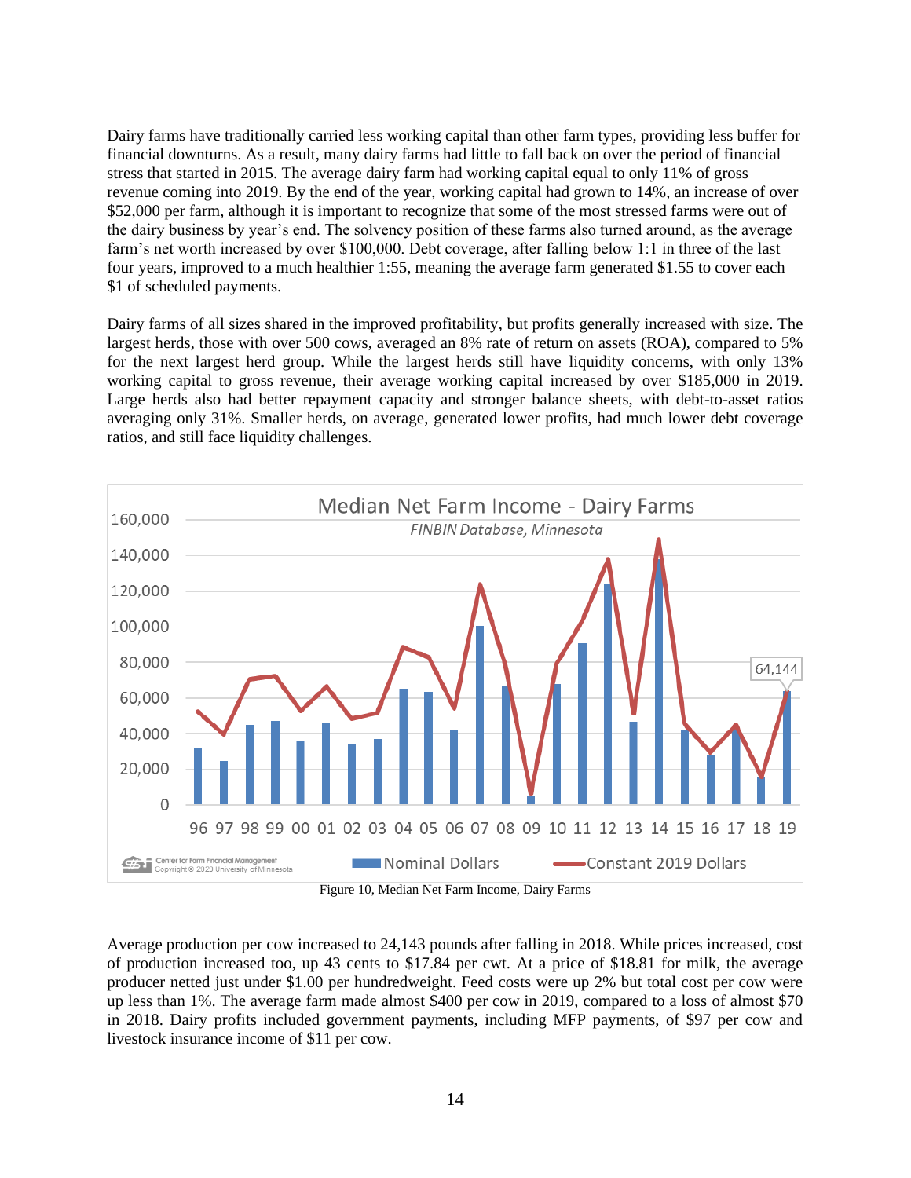Dairy farms have traditionally carried less working capital than other farm types, providing less buffer for financial downturns. As a result, many dairy farms had little to fall back on over the period of financial stress that started in 2015. The average dairy farm had working capital equal to only 11% of gross revenue coming into 2019. By the end of the year, working capital had grown to 14%, an increase of over $52,000 per farm, although it is important to recognize that some of the most stressed farms were out of the dairy business by year's end. The solvency position of these farms also turned around, as the average farm's net worth increased by over $100,000. Debt coverage, after falling below 1:1 in three of the last four years, improved to a much healthier 1:55, meaning the average farm generated $1.55 to cover each $1 of scheduled payments.

Dairy farms of all sizes shared in the improved profitability, but profits generally increased with size. The largest herds, those with over 500 cows, averaged an 8% rate of return on assets (ROA), compared to 5% for the next largest herd group. While the largest herds still have liquidity concerns, with only 13% working capital to gross revenue, their average working capital increased by over $185,000 in 2019. Large herds also had better repayment capacity and stronger balance sheets, with debt-to-asset ratios averaging only 31%. Smaller herds, on average, generated lower profits, had much lower debt coverage ratios, and still face liquidity challenges.

Figure 10, Median Net Farm Income, Dairy Farms

Average production per cow increased to 24,143 pounds after falling in 2018. While prices increased, cost of production increased too, up 43 cents to $17.84 per cwt. At a price of $18.81 for milk, the average producer netted just under $1.00 per hundredweight. Feed costs were up 2% but total cost per cow were up less than 1%. The average farm made almost $400 per cow in 2019, compared to a loss of almost $70 in 2018. Dairy profits included government payments, including MFP payments, of $97 per cow and livestock insurance income of $11 per cow.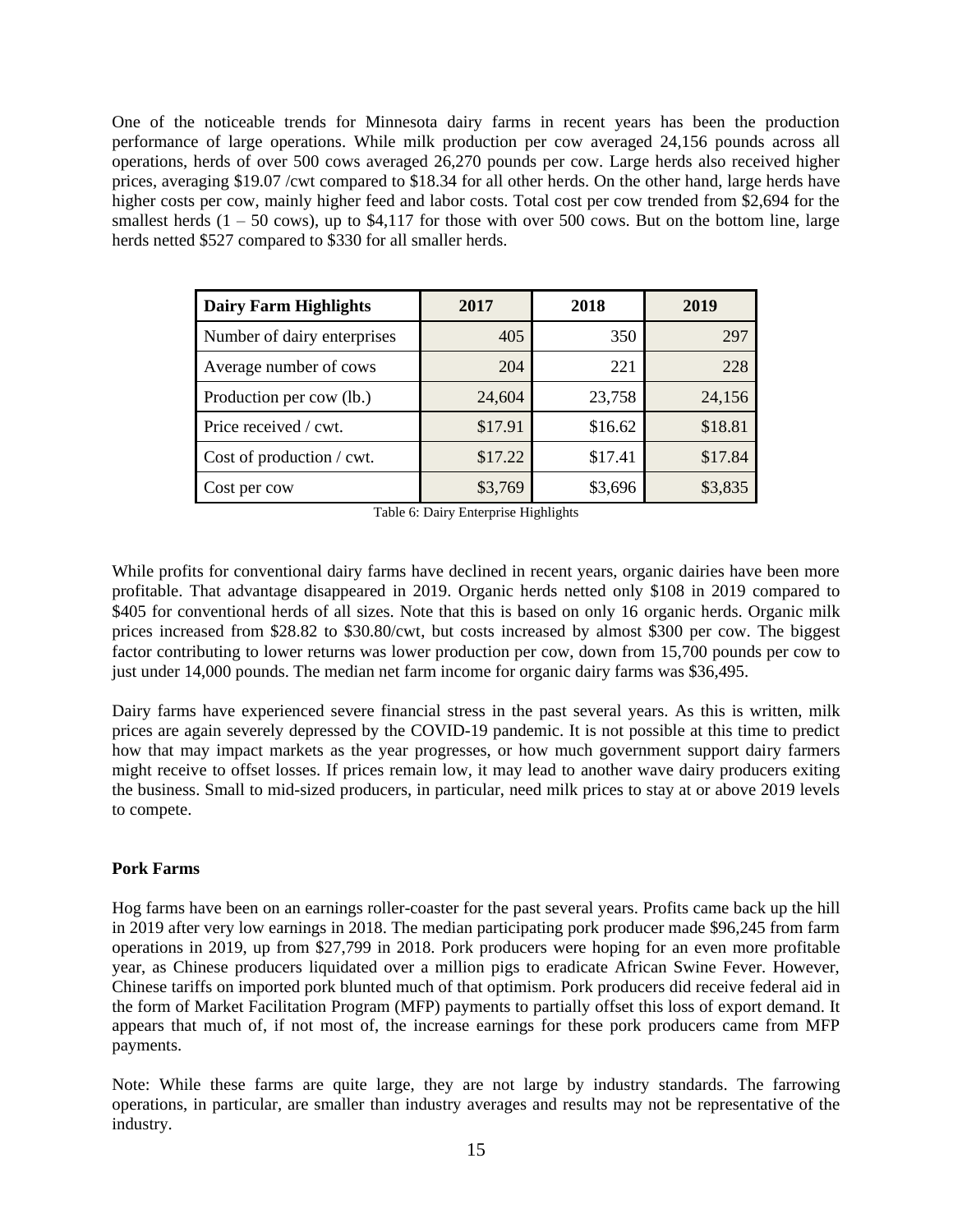One of the noticeable trends for Minnesota dairy farms in recent years has been the production performance of large operations. While milk production per cow averaged 24,156 pounds across all operations, herds of over 500 cows averaged 26,270 pounds per cow. Large herds also received higher prices, averaging $19.07 /cwt compared to $18.34 for all other herds. On the other hand, large herds have higher costs per cow, mainly higher feed and labor costs. Total cost per cow trended from $2,694 for the smallest herds (1 – 50 cows), up to $4,117 for those with over 500 cows. But on the bottom line, large herds netted $527 compared to $330 for all smaller herds.

| Dairy Farm Highlights | 2017 | 2018 | 2019 |
|---|---|---|---|
| Number of dairy enterprises | 405 | 350 | 297 |
| Average number of cows | 204 | 221 | 228 |
| Production per cow (lb.) | 24,604 | 23,758 | 24,156 |
| Price received / cwt. | $17.91 | $16.62 | $18.81 |
| Cost of production / cwt. | $17.22 | $17.41 | $17.84 |
| Cost per cow | $3,769 | $3,696 | $3,835 |

Table 6: Dairy Enterprise Highlights

While profits for conventional dairy farms have declined in recent years, organic dairies have been more profitable. That advantage disappeared in 2019. Organic herds netted only $108 in 2019 compared to $405 for conventional herds of all sizes. Note that this is based on only 16 organic herds. Organic milk prices increased from $28.82 to $30.80/cwt, but costs increased by almost $300 per cow. The biggest factor contributing to lower returns was lower production per cow, down from 15,700 pounds per cow to just under 14,000 pounds. The median net farm income for organic dairy farms was $36,495.

Dairy farms have experienced severe financial stress in the past several years. As this is written, milk prices are again severely depressed by the COVID-19 pandemic. It is not possible at this time to predict how that may impact markets as the year progresses, or how much government support dairy farmers might receive to offset losses. If prices remain low, it may lead to another wave dairy producers exiting the business. Small to mid-sized producers, in particular, need milk prices to stay at or above 2019 levels to compete.

**Pork Farms**

Hog farms have been on an earnings roller-coaster for the past several years. Profits came back up the hill in 2019 after very low earnings in 2018. The median participating pork producer made $96,245 from farm operations in 2019, up from $27,799 in 2018. Pork producers were hoping for an even more profitable year, as Chinese producers liquidated over a million pigs to eradicate African Swine Fever. However, Chinese tariffs on imported pork blunted much of that optimism. Pork producers did receive federal aid in the form of Market Facilitation Program (MFP) payments to partially offset this loss of export demand. It appears that much of, if not most of, the increase earnings for these pork producers came from MFP payments.

Note: While these farms are quite large, they are not large by industry standards. The farrowing operations, in particular, are smaller than industry averages and results may not be representative of the industry.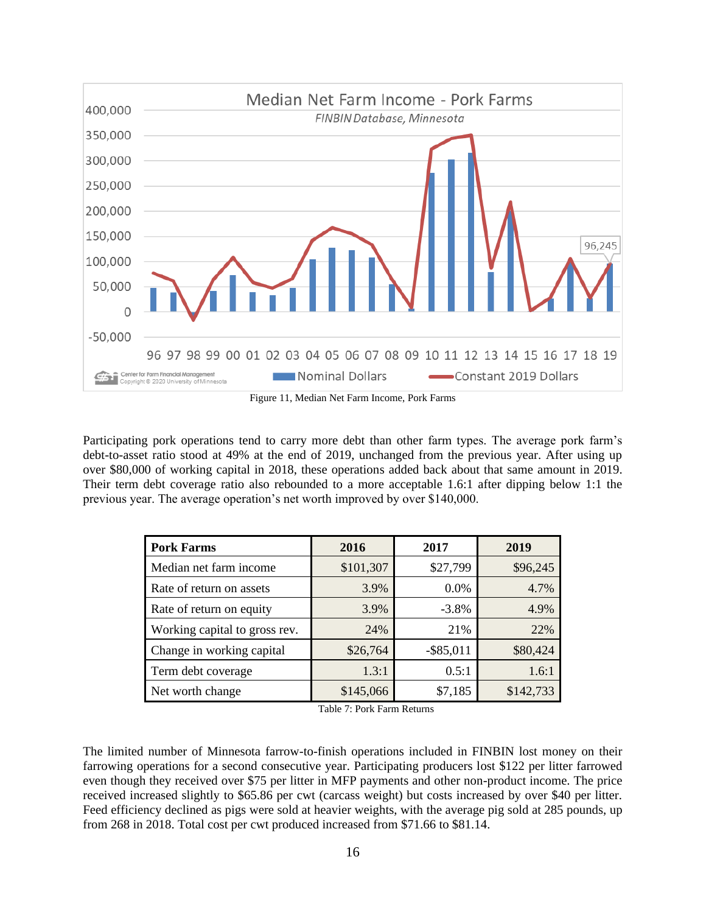Figure 11, Median Net Farm Income, Pork Farms

Participating pork operations tend to carry more debt than other farm types. The average pork farm's debt-to-asset ratio stood at 49% at the end of 2019, unchanged from the previous year. After using up over $80,000 of working capital in 2018, these operations added back about that same amount in 2019. Their term debt coverage ratio also rebounded to a more acceptable 1.6:1 after dipping below 1:1 the previous year. The average operation's net worth improved by over $140,000.

| Pork Farms | 2016 | 2017 | 2019 |
|---|---|---|---|
| Median net farm income | $101,307 | $27,799 | $96,245 |
| Rate of return on assets | 3.9% | 0.0% | 4.7% |
| Rate of return on equity | 3.9% | -3.8% | 4.9% |
| Working capital to gross rev. | 24% | 21% | 22% |
| Change in working capital | $26,764 | -$85,011 | $80,424 |
| Term debt coverage | 1.3:1 | 0.5:1 | 1.6:1 |
| Net worth change | $145,066 | $7,185 | $142,733 |

Table 7: Pork Farm Returns

The limited number of Minnesota farrow-to-finish operations included in FINBIN lost money on their farrowing operations for a second consecutive year. Participating producers lost $122 per litter farrowed even though they received over $75 per litter in MFP payments and other non-product income. The price received increased slightly to $65.86 per cwt (carcass weight) but costs increased by over $40 per litter. Feed efficiency declined as pigs were sold at heavier weights, with the average pig sold at 285 pounds, up from 268 in 2018. Total cost per cwt produced increased from $71.66 to $81.14.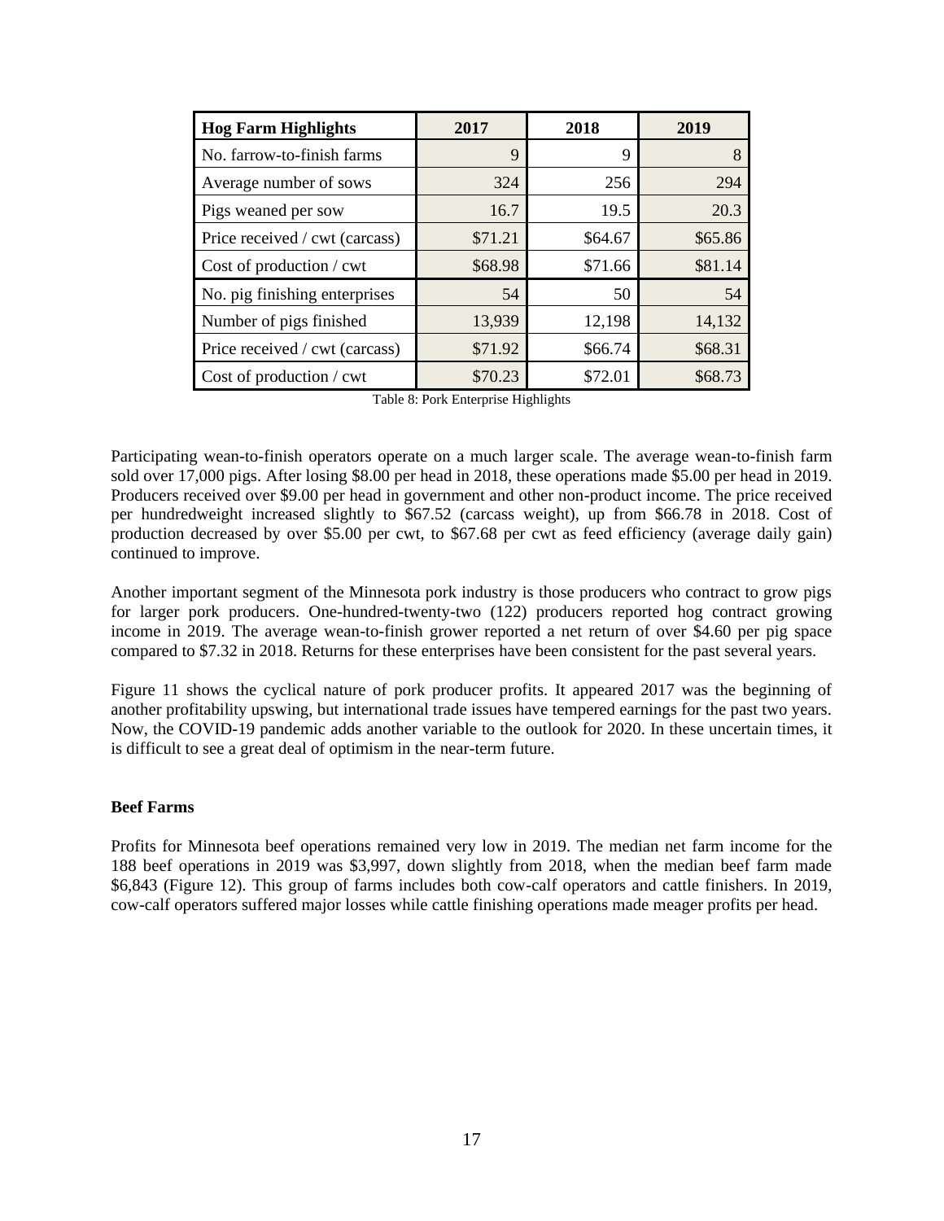| Hog Farm Highlights | 2017 | 2018 | 2019 |
|---|---|---|---|
| No. farrow-to-finish farms | 9 | 9 | 8 |
| Average number of sows | 324 | 256 | 294 |
| Pigs weaned per sow | 16.7 | 19.5 | 20.3 |
| Price received / cwt (carcass) | $71.21 | $64.67 | $65.86 |
| Cost of production / cwt | $68.98 | $71.66 | $81.14 |
| No. pig finishing enterprises | 54 | 50 | 54 |
| Number of pigs finished | 13,939 | 12,198 | 14,132 |
| Price received / cwt (carcass) | $71.92 | $66.74 | $68.31 |
| Cost of production / cwt | $70.23 | $72.01 | $68.73 |

Table 8: Pork Enterprise Highlights

Participating wean-to-finish operators operate on a much larger scale. The average wean-to-finish farm sold over 17,000 pigs. After losing $8.00 per head in 2018, these operations made $5.00 per head in 2019. Producers received over $9.00 per head in government and other non-product income. The price received per hundredweight increased slightly to $67.52 (carcass weight), up from $66.78 in 2018. Cost of production decreased by over $5.00 per cwt, to $67.68 per cwt as feed efficiency (average daily gain) continued to improve.

Another important segment of the Minnesota pork industry is those producers who contract to grow pigs for larger pork producers. One-hundred-twenty-two (122) producers reported hog contract growing income in 2019. The average wean-to-finish grower reported a net return of over $4.60 per pig space compared to $7.32 in 2018. Returns for these enterprises have been consistent for the past several years.

Figure 11 shows the cyclical nature of pork producer profits. It appeared 2017 was the beginning of another profitability upswing, but international trade issues have tempered earnings for the past two years. Now, the COVID-19 pandemic adds another variable to the outlook for 2020. In these uncertain times, it is difficult to see a great deal of optimism in the near-term future.

**Beef Farms**

Profits for Minnesota beef operations remained very low in 2019. The median net farm income for the 188 beef operations in 2019 was $3,997, down slightly from 2018, when the median beef farm made $6,843 (Figure 12). This group of farms includes both cow-calf operators and cattle finishers. In 2019, cow-calf operators suffered major losses while cattle finishing operations made meager profits per head.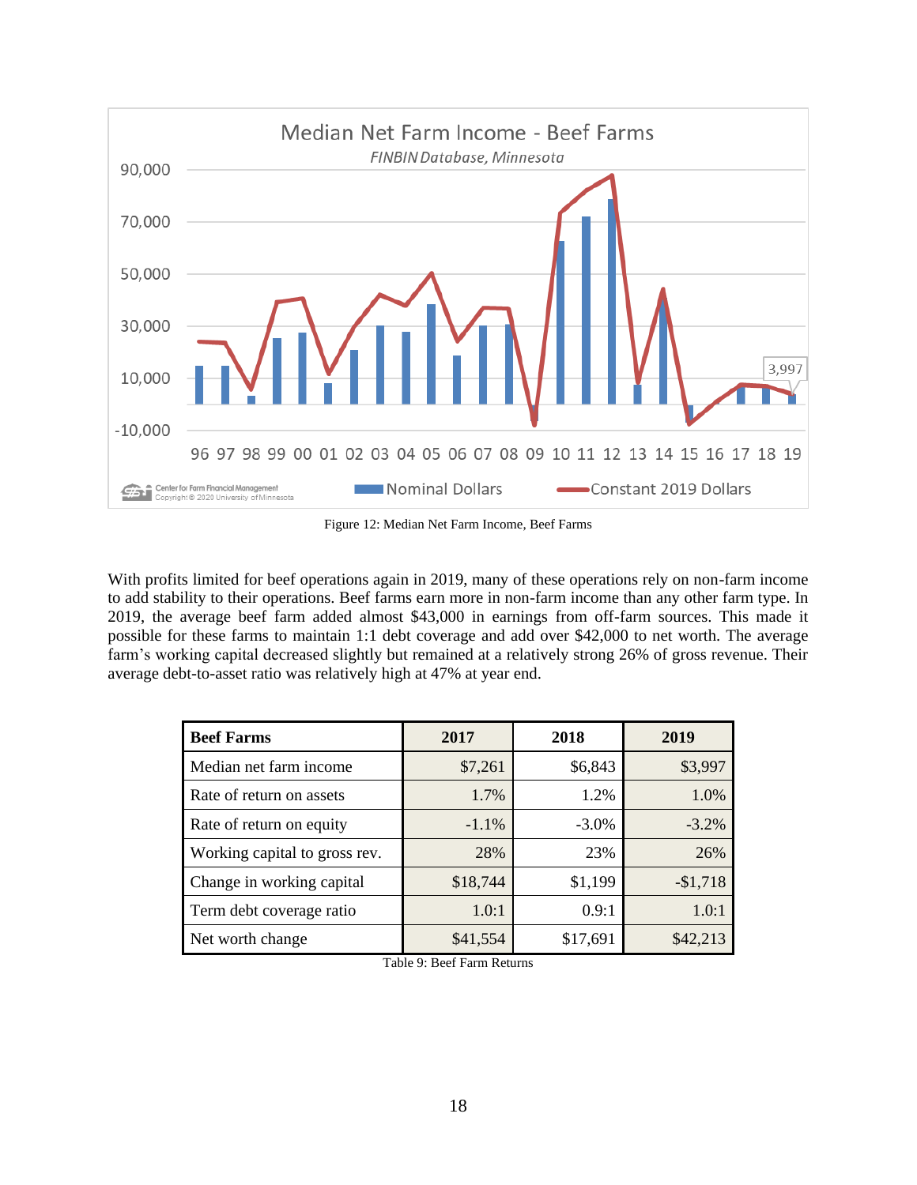Figure 12: Median Net Farm Income, Beef Farms

With profits limited for beef operations again in 2019, many of these operations rely on non-farm income to add stability to their operations. Beef farms earn more in non-farm income than any other farm type. In 2019, the average beef farm added almost $43,000 in earnings from off-farm sources. This made it possible for these farms to maintain 1:1 debt coverage and add over $42,000 to net worth. The average farm's working capital decreased slightly but remained at a relatively strong 26% of gross revenue. Their average debt-to-asset ratio was relatively high at 47% at year end.

| Beef Farms | 2017 | 2018 | 2019 |
|---|---|---|---|
| Median net farm income | $7,261 | $6,843 | $3,997 |
| Rate of return on assets | 1.7% | 1.2% | 1.0% |
| Rate of return on equity | -1.1% | -3.0% | -3.2% |
| Working capital to gross rev. | 28% | 23% | 26% |
| Change in working capital | $18,744 | $1,199 | -$1,718 |
| Term debt coverage ratio | 1.0:1 | 0.9:1 | 1.0:1 |
| Net worth change | $41,554 | $17,691 | $42,213 |

Table 9: Beef Farm Returns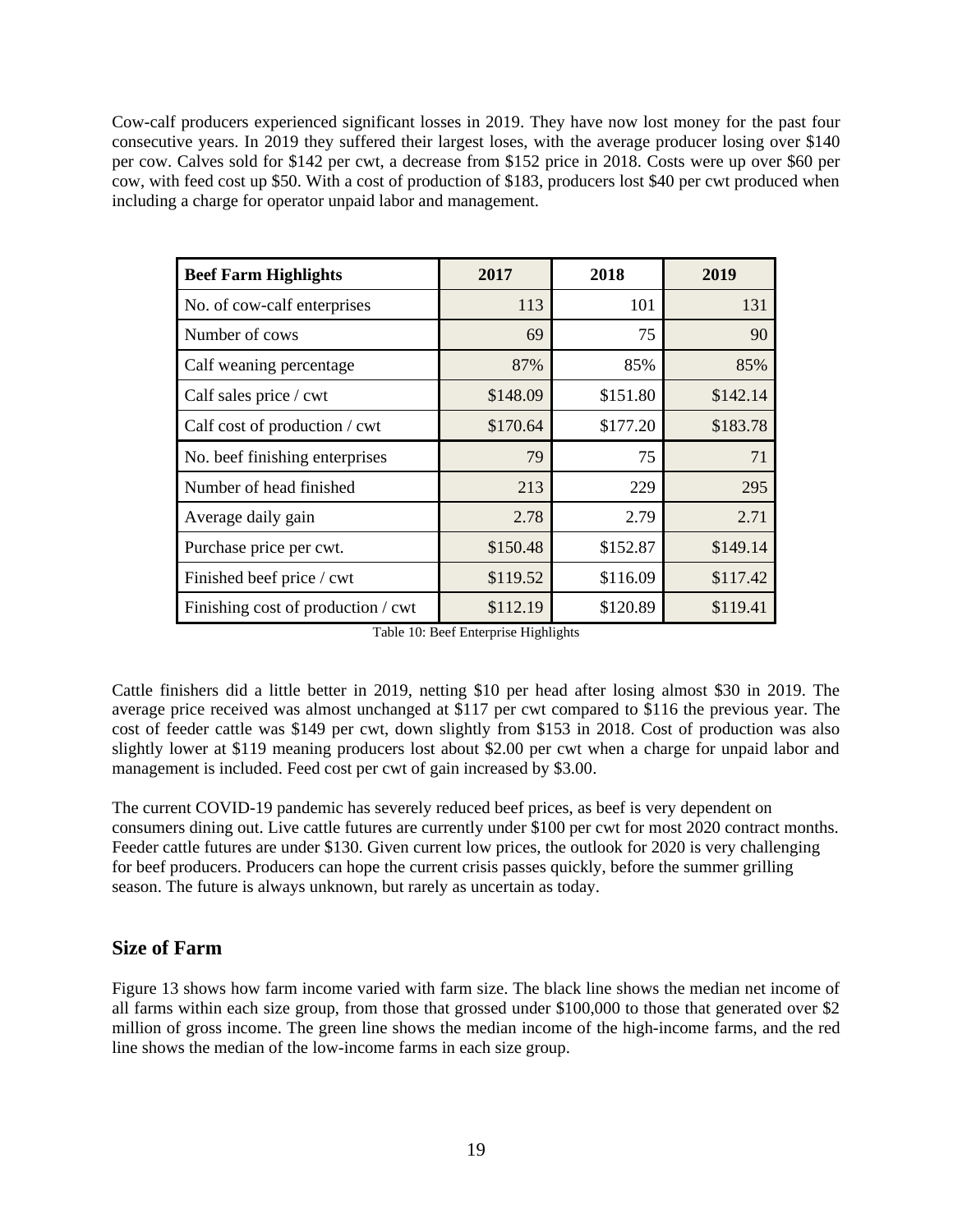Cow-calf producers experienced significant losses in 2019. They have now lost money for the past four consecutive years. In 2019 they suffered their largest loses, with the average producer losing over $140 per cow. Calves sold for $142 per cwt, a decrease from $152 price in 2018. Costs were up over $60 per cow, with feed cost up $50. With a cost of production of $183, producers lost $40 per cwt produced when including a charge for operator unpaid labor and management.

| Beef Farm Highlights | 2017 | 2018 | 2019 |
|---|---|---|---|
| No. of cow-calf enterprises | 113 | 101 | 131 |
| Number of cows | 69 | 75 | 90 |
| Calf weaning percentage | 87% | 85% | 85% |
| Calf sales price / cwt | $148.09 | $151.80 | $142.14 |
| Calf cost of production / cwt | $170.64 | $177.20 | $183.78 |
| No. beef finishing enterprises | 79 | 75 | 71 |
| Number of head finished | 213 | 229 | 295 |
| Average daily gain | 2.78 | 2.79 | 2.71 |
| Purchase price per cwt. | $150.48 | $152.87 | $149.14 |
| Finished beef price / cwt | $119.52 | $116.09 | $117.42 |
| Finishing cost of production / cwt | $112.19 | $120.89 | $119.41 |

Table 10: Beef Enterprise Highlights

Cattle finishers did a little better in 2019, netting $10 per head after losing almost $30 in 2019. The average price received was almost unchanged at $117 per cwt compared to $116 the previous year. The cost of feeder cattle was $149 per cwt, down slightly from $153 in 2018. Cost of production was also slightly lower at $119 meaning producers lost about $2.00 per cwt when a charge for unpaid labor and management is included. Feed cost per cwt of gain increased by $3.00.

The current COVID-19 pandemic has severely reduced beef prices, as beef is very dependent on consumers dining out. Live cattle futures are currently under $100 per cwt for most 2020 contract months. Feeder cattle futures are under $130. Given current low prices, the outlook for 2020 is very challenging for beef producers. Producers can hope the current crisis passes quickly, before the summer grilling season. The future is always unknown, but rarely as uncertain as today.

## Size of Farm

Figure 13 shows how farm income varied with farm size. The black line shows the median net income of all farms within each size group, from those that grossed under $100,000 to those that generated over $2 million of gross income. The green line shows the median income of the high-income farms, and the red line shows the median of the low-income farms in each size group.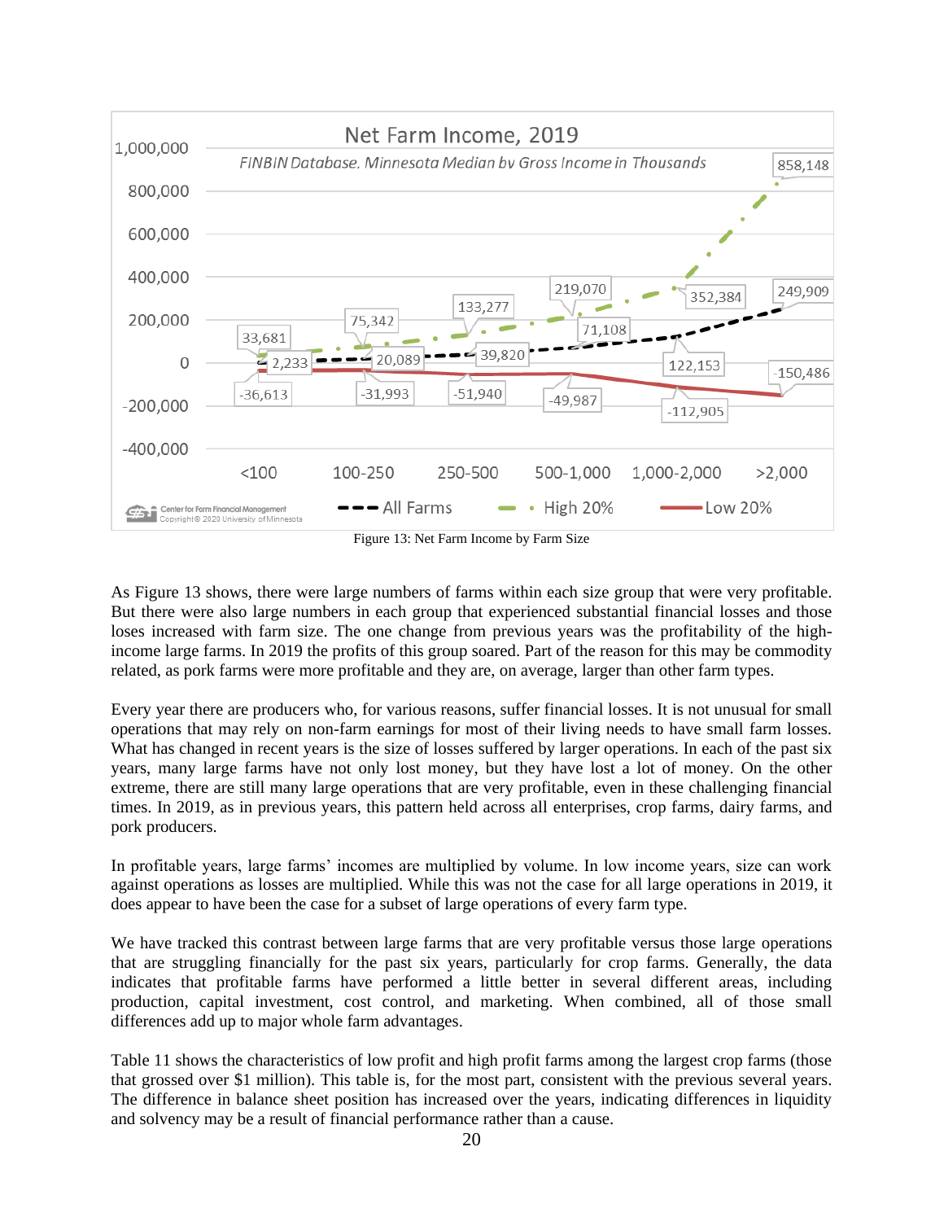Figure 13: Net Farm Income by Farm Size

As Figure 13 shows, there were large numbers of farms within each size group that were very profitable. But there were also large numbers in each group that experienced substantial financial losses and those loses increased with farm size. The one change from previous years was the profitability of the high-income large farms. In 2019 the profits of this group soared. Part of the reason for this may be commodity related, as pork farms were more profitable and they are, on average, larger than other farm types.

Every year there are producers who, for various reasons, suffer financial losses. It is not unusual for small operations that may rely on non-farm earnings for most of their living needs to have small farm losses. What has changed in recent years is the size of losses suffered by larger operations. In each of the past six years, many large farms have not only lost money, but they have lost a lot of money. On the other extreme, there are still many large operations that are very profitable, even in these challenging financial times. In 2019, as in previous years, this pattern held across all enterprises, crop farms, dairy farms, and pork producers.

In profitable years, large farms' incomes are multiplied by volume. In low income years, size can work against operations as losses are multiplied. While this was not the case for all large operations in 2019, it does appear to have been the case for a subset of large operations of every farm type.

We have tracked this contrast between large farms that are very profitable versus those large operations that are struggling financially for the past six years, particularly for crop farms. Generally, the data indicates that profitable farms have performed a little better in several different areas, including production, capital investment, cost control, and marketing. When combined, all of those small differences add up to major whole farm advantages.

Table 11 shows the characteristics of low profit and high profit farms among the largest crop farms (those that grossed over $1 million). This table is, for the most part, consistent with the previous several years. The difference in balance sheet position has increased over the years, indicating differences in liquidity and solvency may be a result of financial performance rather than a cause.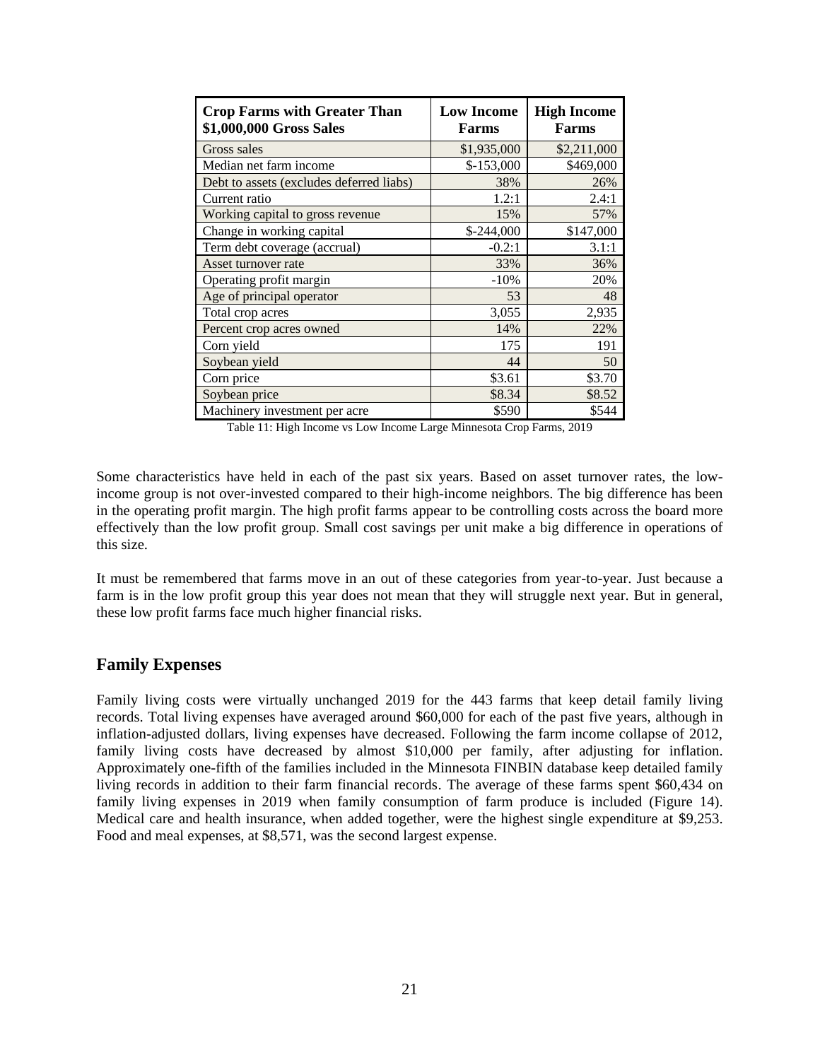| Crop Farms with Greater Than $1,000,000 Gross Sales | Low Income Farms | High Income Farms |
|---|---|---|
| Gross sales | $1,935,000 | $2,211,000 |
| Median net farm income | $-153,000 | $469,000 |
| Debt to assets (excludes deferred liabs) | 38% | 26% |
| Current ratio | 1.2:1 | 2.4:1 |
| Working capital to gross revenue | 15% | 57% |
| Change in working capital | $-244,000 | $147,000 |
| Term debt coverage (accrual) | -0.2:1 | 3.1:1 |
| Asset turnover rate | 33% | 36% |
| Operating profit margin | -10% | 20% |
| Age of principal operator | 53 | 48 |
| Total crop acres | 3,055 | 2,935 |
| Percent crop acres owned | 14% | 22% |
| Corn yield | 175 | 191 |
| Soybean yield | 44 | 50 |
| Corn price | $3.61 | $3.70 |
| Soybean price | $8.34 | $8.52 |
| Machinery investment per acre | $590 | $544 |

Table 11: High Income vs Low Income Large Minnesota Crop Farms, 2019

Some characteristics have held in each of the past six years. Based on asset turnover rates, the low-income group is not over-invested compared to their high-income neighbors. The big difference has been in the operating profit margin. The high profit farms appear to be controlling costs across the board more effectively than the low profit group. Small cost savings per unit make a big difference in operations of this size.

It must be remembered that farms move in an out of these categories from year-to-year. Just because a farm is in the low profit group this year does not mean that they will struggle next year. But in general, these low profit farms face much higher financial risks.

## Family Expenses

Family living costs were virtually unchanged 2019 for the 443 farms that keep detail family living records. Total living expenses have averaged around $60,000 for each of the past five years, although in inflation-adjusted dollars, living expenses have decreased. Following the farm income collapse of 2012, family living costs have decreased by almost $10,000 per family, after adjusting for inflation. Approximately one-fifth of the families included in the Minnesota FINBIN database keep detailed family living records in addition to their farm financial records. The average of these farms spent $60,434 on family living expenses in 2019 when family consumption of farm produce is included (Figure 14). Medical care and health insurance, when added together, were the highest single expenditure at $9,253. Food and meal expenses, at $8,571, was the second largest expense.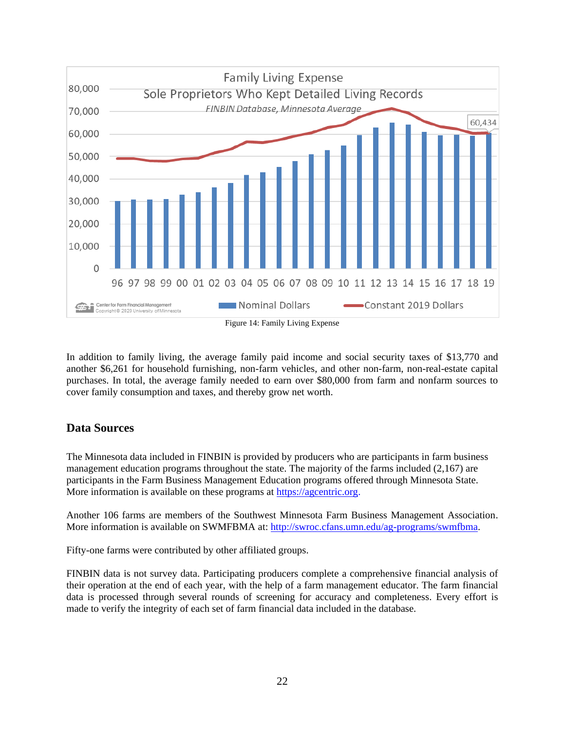Figure 14: Family Living Expense

In addition to family living, the average family paid income and social security taxes of $13,770 and another $6,261 for household furnishing, non-farm vehicles, and other non-farm, non-real-estate capital purchases. In total, the average family needed to earn over $80,000 from farm and nonfarm sources to cover family consumption and taxes, and thereby grow net worth.

## Data Sources

The Minnesota data included in FINBIN is provided by producers who are participants in farm business management education programs throughout the state. The majority of the farms included (2,167) are participants in the Farm Business Management Education programs offered through Minnesota State. More information is available on these programs at https://agcentric.org.

Another 106 farms are members of the Southwest Minnesota Farm Business Management Association. More information is available on SWMFBMA at: http://swroc.cfans.umn.edu/ag-programs/swmfbma.

Fifty-one farms were contributed by other affiliated groups.

FINBIN data is not survey data. Participating producers complete a comprehensive financial analysis of their operation at the end of each year, with the help of a farm management educator. The farm financial data is processed through several rounds of screening for accuracy and completeness. Every effort is made to verify the integrity of each set of farm financial data included in the database.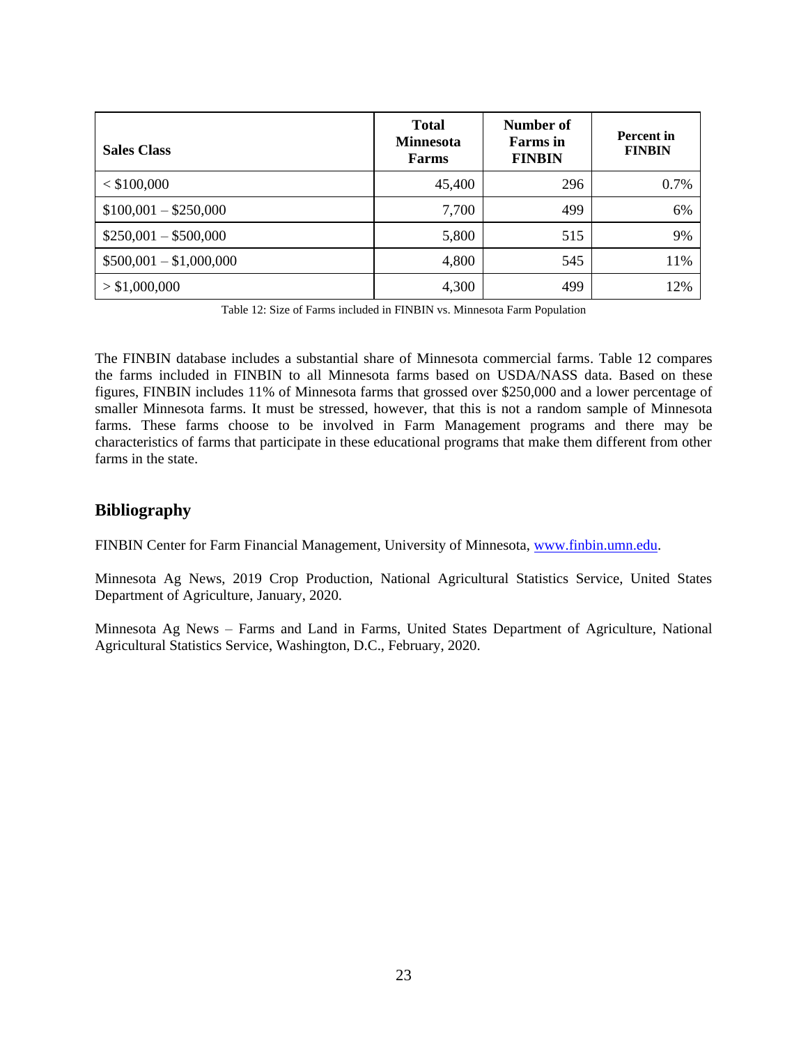| Sales Class | Total Minnesota Farms | Number of Farms in FINBIN | Percent in FINBIN |
|---|---|---|---|
| < $100,000 | 45,400 | 296 | 0.7% |
| $100,001 – $250,000 | 7,700 | 499 | 6% |
| $250,001 – $500,000 | 5,800 | 515 | 9% |
| $500,001 – $1,000,000 | 4,800 | 545 | 11% |
| > $1,000,000 | 4,300 | 499 | 12% |

Table 12: Size of Farms included in FINBIN vs. Minnesota Farm Population

The FINBIN database includes a substantial share of Minnesota commercial farms. Table 12 compares the farms included in FINBIN to all Minnesota farms based on USDA/NASS data. Based on these figures, FINBIN includes 11% of Minnesota farms that grossed over $250,000 and a lower percentage of smaller Minnesota farms. It must be stressed, however, that this is not a random sample of Minnesota farms. These farms choose to be involved in Farm Management programs and there may be characteristics of farms that participate in these educational programs that make them different from other farms in the state.

## Bibliography

FINBIN Center for Farm Financial Management, University of Minnesota, [www.finbin.umn.edu](http://www.finbin.umn.edu).

Minnesota Ag News, 2019 Crop Production, National Agricultural Statistics Service, United States Department of Agriculture, January, 2020.

Minnesota Ag News – Farms and Land in Farms, United States Department of Agriculture, National Agricultural Statistics Service, Washington, D.C., February, 2020.